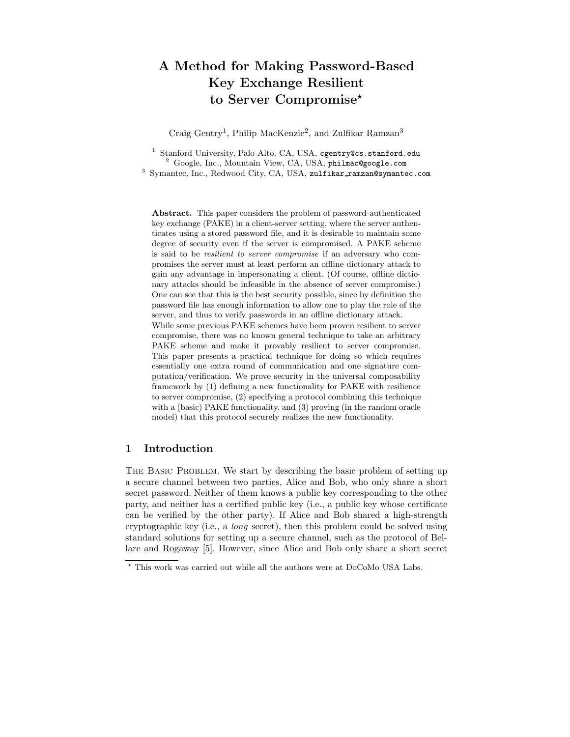# A Method for Making Password-Based Key Exchange Resilient to Server Compromise*

Craig Gentry[1], Philip MacKenzie[2], and Zulfikar Ramzan[3]

[1] Stanford University, Palo Alto, CA, USA, cgentry@cs.stanford.edu
[2] Google, Inc., Mountain View, CA, USA, philmac@google.com
[3] Symantec, Inc., Redwood City, CA, USA, zulfikar_ramzan@symantec.com

**Abstract.** This paper considers the problem of password-authenticated key exchange (PAKE) in a client-server setting, where the server authenticates using a stored password file, and it is desirable to maintain some degree of security even if the server is compromised. A PAKE scheme is said to be *resilient to server compromise* if an adversary who compromises the server must at least perform an offline dictionary attack to gain any advantage in impersonating a client. (Of course, offline dictionary attacks should be infeasible in the absence of server compromise.) One can see that this is the best security possible, since by definition the password file has enough information to allow one to play the role of the server, and thus to verify passwords in an offline dictionary attack.

While some previous PAKE schemes have been proven resilient to server compromise, there was no known general technique to take an arbitrary PAKE scheme and make it provably resilient to server compromise. This paper presents a practical technique for doing so which requires essentially one extra round of communication and one signature computation/verification. We prove security in the universal composability framework by (1) defining a new functionality for PAKE with resilience to server compromise, (2) specifying a protocol combining this technique with a (basic) PAKE functionality, and (3) proving (in the random oracle model) that this protocol securely realizes the new functionality.

## 1 Introduction

The Basic Problem. We start by describing the basic problem of setting up a secure channel between two parties, Alice and Bob, who only share a short secret password. Neither of them knows a public key corresponding to the other party, and neither has a certified public key (i.e., a public key whose certificate can be verified by the other party). If Alice and Bob shared a high-strength cryptographic key (i.e., a *long* secret), then this problem could be solved using standard solutions for setting up a secure channel, such as the protocol of Bellare and Rogaway [5]. However, since Alice and Bob only share a short secret

* This work was carried out while all the authors were at DoCoMo USA Labs.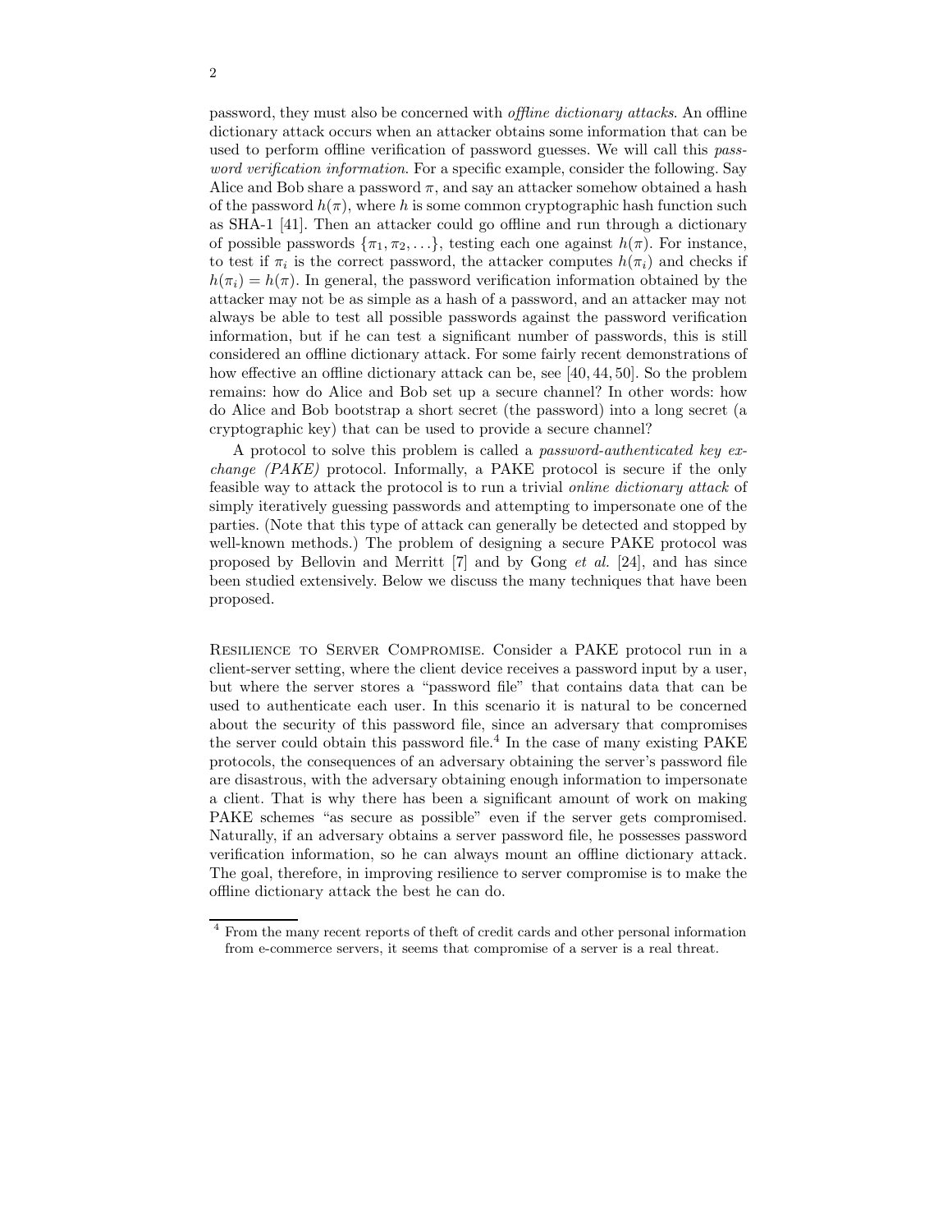password, they must also be concerned with *offline dictionary attacks*. An offline dictionary attack occurs when an attacker obtains some information that can be used to perform offline verification of password guesses. We will call this *password verification information*. For a specific example, consider the following. Say Alice and Bob share a password $\pi$, and say an attacker somehow obtained a hash of the password $h(\pi)$, where $h$ is some common cryptographic hash function such as SHA-1 [41]. Then an attacker could go offline and run through a dictionary of possible passwords $\{\pi_1, \pi_2, \ldots\}$, testing each one against $h(\pi)$. For instance, to test if $\pi_i$ is the correct password, the attacker computes $h(\pi_i)$ and checks if $h(\pi_i) = h(\pi)$. In general, the password verification information obtained by the attacker may not be as simple as a hash of a password, and an attacker may not always be able to test all possible passwords against the password verification information, but if he can test a significant number of passwords, this is still considered an offline dictionary attack. For some fairly recent demonstrations of how effective an offline dictionary attack can be, see [40, 44, 50]. So the problem remains: how do Alice and Bob set up a secure channel? In other words: how do Alice and Bob bootstrap a short secret (the password) into a long secret (a cryptographic key) that can be used to provide a secure channel?

A protocol to solve this problem is called a *password-authenticated key exchange (PAKE)* protocol. Informally, a PAKE protocol is secure if the only feasible way to attack the protocol is to run a trivial *online dictionary attack* of simply iteratively guessing passwords and attempting to impersonate one of the parties. (Note that this type of attack can generally be detected and stopped by well-known methods.) The problem of designing a secure PAKE protocol was proposed by Bellovin and Merritt [7] and by Gong *et al.* [24], and has since been studied extensively. Below we discuss the many techniques that have been proposed.

Resilience to Server Compromise. Consider a PAKE protocol run in a client-server setting, where the client device receives a password input by a user, but where the server stores a "password file" that contains data that can be used to authenticate each user. In this scenario it is natural to be concerned about the security of this password file, since an adversary that compromises the server could obtain this password file.[4] In the case of many existing PAKE protocols, the consequences of an adversary obtaining the server's password file are disastrous, with the adversary obtaining enough information to impersonate a client. That is why there has been a significant amount of work on making PAKE schemes "as secure as possible" even if the server gets compromised. Naturally, if an adversary obtains a server password file, he possesses password verification information, so he can always mount an offline dictionary attack. The goal, therefore, in improving resilience to server compromise is to make the offline dictionary attack the best he can do.

[4] From the many recent reports of theft of credit cards and other personal information from e-commerce servers, it seems that compromise of a server is a real threat.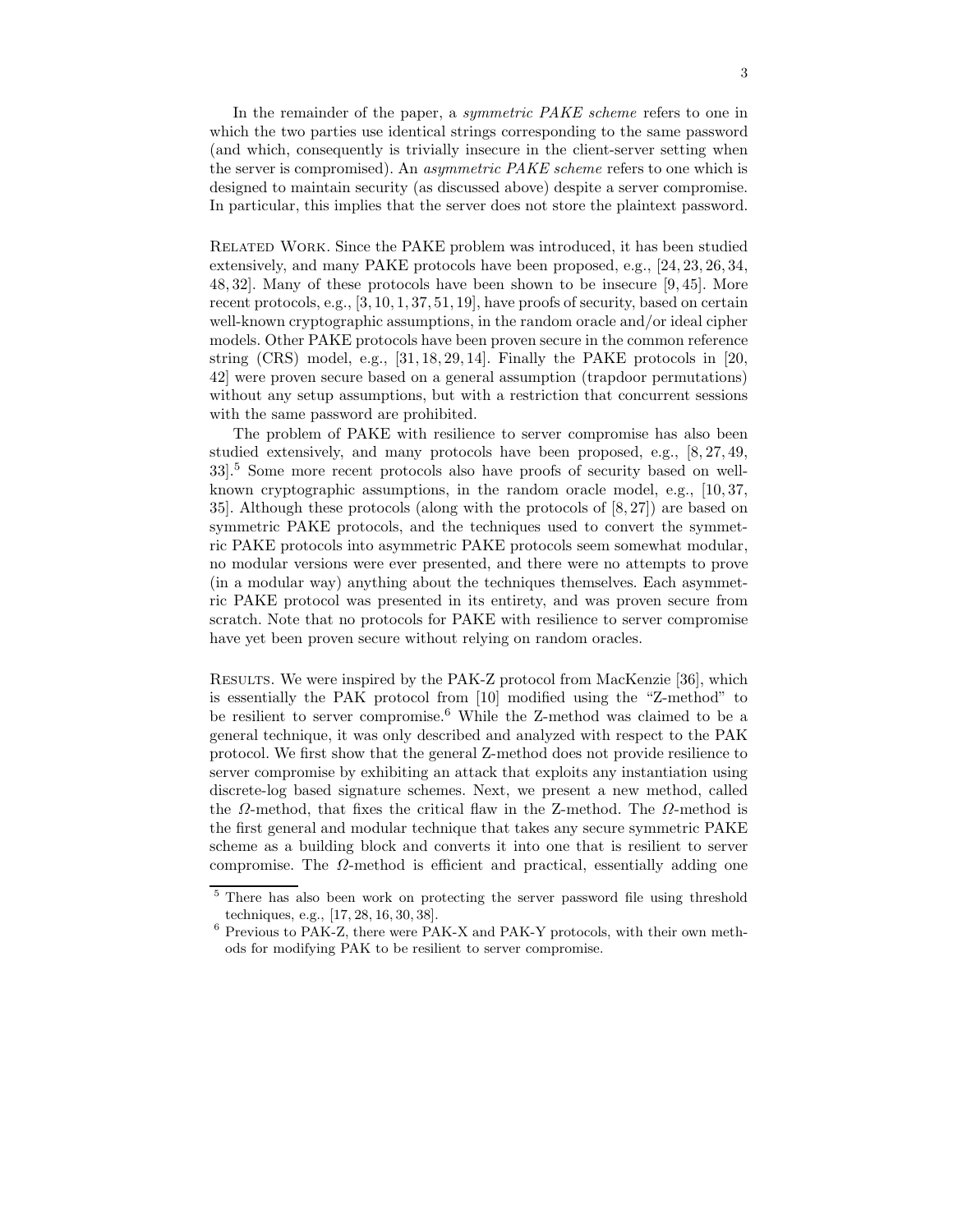In the remainder of the paper, a *symmetric PAKE scheme* refers to one in which the two parties use identical strings corresponding to the same password (and which, consequently is trivially insecure in the client-server setting when the server is compromised). An *asymmetric PAKE scheme* refers to one which is designed to maintain security (as discussed above) despite a server compromise. In particular, this implies that the server does not store the plaintext password.

Related Work. Since the PAKE problem was introduced, it has been studied extensively, and many PAKE protocols have been proposed, e.g., [24, 23, 26, 34, 48, 32]. Many of these protocols have been shown to be insecure [9, 45]. More recent protocols, e.g., [3, 10, 1, 37, 51, 19], have proofs of security, based on certain well-known cryptographic assumptions, in the random oracle and/or ideal cipher models. Other PAKE protocols have been proven secure in the common reference string (CRS) model, e.g., [31, 18, 29, 14]. Finally the PAKE protocols in [20, 42] were proven secure based on a general assumption (trapdoor permutations) without any setup assumptions, but with a restriction that concurrent sessions with the same password are prohibited.

The problem of PAKE with resilience to server compromise has also been studied extensively, and many protocols have been proposed, e.g., [8, 27, 49, 33].[5] Some more recent protocols also have proofs of security based on well-known cryptographic assumptions, in the random oracle model, e.g., [10, 37, 35]. Although these protocols (along with the protocols of [8, 27]) are based on symmetric PAKE protocols, and the techniques used to convert the symmetric PAKE protocols into asymmetric PAKE protocols seem somewhat modular, no modular versions were ever presented, and there were no attempts to prove (in a modular way) anything about the techniques themselves. Each asymmetric PAKE protocol was presented in its entirety, and was proven secure from scratch. Note that no protocols for PAKE with resilience to server compromise have yet been proven secure without relying on random oracles.

Results. We were inspired by the PAK-Z protocol from MacKenzie [36], which is essentially the PAK protocol from [10] modified using the "Z-method" to be resilient to server compromise.[6] While the Z-method was claimed to be a general technique, it was only described and analyzed with respect to the PAK protocol. We first show that the general Z-method does not provide resilience to server compromise by exhibiting an attack that exploits any instantiation using discrete-log based signature schemes. Next, we present a new method, called the $\Omega$-method, that fixes the critical flaw in the Z-method. The $\Omega$-method is the first general and modular technique that takes any secure symmetric PAKE scheme as a building block and converts it into one that is resilient to server compromise. The $\Omega$-method is efficient and practical, essentially adding one

[5] There has also been work on protecting the server password file using threshold techniques, e.g., [17, 28, 16, 30, 38].

[6] Previous to PAK-Z, there were PAK-X and PAK-Y protocols, with their own methods for modifying PAK to be resilient to server compromise.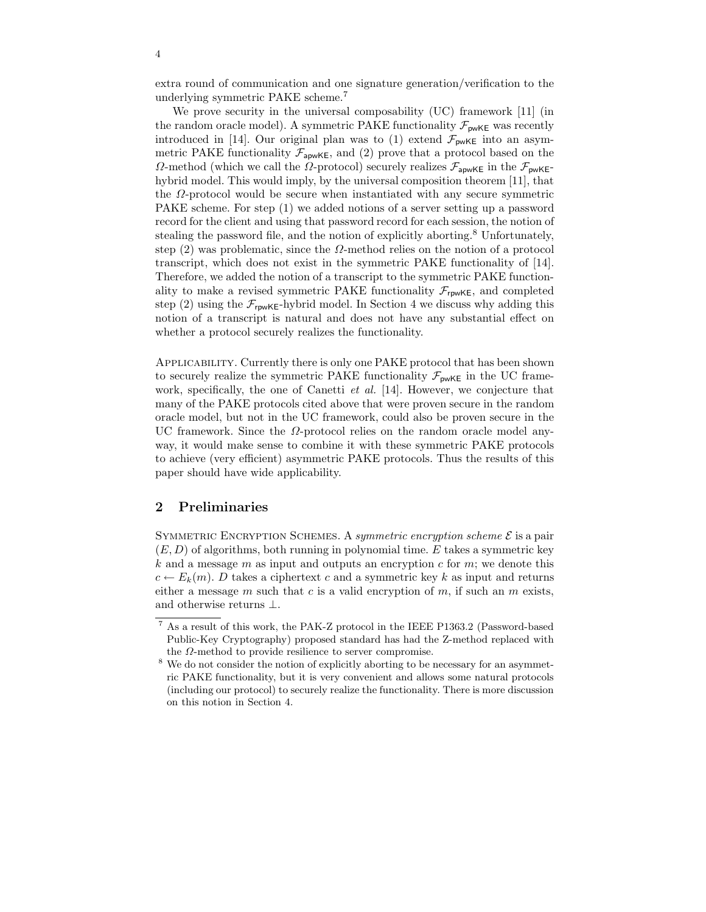extra round of communication and one signature generation/verification to the underlying symmetric PAKE scheme.[7]

We prove security in the universal composability (UC) framework [11] (in the random oracle model). A symmetric PAKE functionality $\mathcal{F}_{\mathsf{pwKE}}$ was recently introduced in [14]. Our original plan was to (1) extend $\mathcal{F}_{\mathsf{pwKE}}$ into an asymmetric PAKE functionality $\mathcal{F}_{\mathsf{apwKE}}$, and (2) prove that a protocol based on the $\Omega$-method (which we call the $\Omega$-protocol) securely realizes $\mathcal{F}_{\mathsf{apwKE}}$ in the $\mathcal{F}_{\mathsf{pwKE}}$-hybrid model. This would imply, by the universal composition theorem [11], that the $\Omega$-protocol would be secure when instantiated with any secure symmetric PAKE scheme. For step (1) we added notions of a server setting up a password record for the client and using that password record for each session, the notion of stealing the password file, and the notion of explicitly aborting.[8] Unfortunately, step (2) was problematic, since the $\Omega$-method relies on the notion of a protocol transcript, which does not exist in the symmetric PAKE functionality of [14]. Therefore, we added the notion of a transcript to the symmetric PAKE functionality to make a revised symmetric PAKE functionality $\mathcal{F}_{\mathsf{rpwKE}}$, and completed step (2) using the $\mathcal{F}_{\mathsf{rpwKE}}$-hybrid model. In Section 4 we discuss why adding this notion of a transcript is natural and does not have any substantial effect on whether a protocol securely realizes the functionality.

Applicability. Currently there is only one PAKE protocol that has been shown to securely realize the symmetric PAKE functionality $\mathcal{F}_{\mathsf{pwKE}}$ in the UC framework, specifically, the one of Canetti *et al.* [14]. However, we conjecture that many of the PAKE protocols cited above that were proven secure in the random oracle model, but not in the UC framework, could also be proven secure in the UC framework. Since the $\Omega$-protocol relies on the random oracle model anyway, it would make sense to combine it with these symmetric PAKE protocols to achieve (very efficient) asymmetric PAKE protocols. Thus the results of this paper should have wide applicability.

## 2 Preliminaries

Symmetric Encryption Schemes. A *symmetric encryption scheme* $\mathcal{E}$ is a pair $(E, D)$ of algorithms, both running in polynomial time. $E$ takes a symmetric key $k$ and a message $m$ as input and outputs an encryption $c$ for $m$; we denote this $c \leftarrow E_k(m)$. $D$ takes a ciphertext $c$ and a symmetric key $k$ as input and returns either a message $m$ such that $c$ is a valid encryption of $m$, if such an $m$ exists, and otherwise returns $\perp$.

---

[7] As a result of this work, the PAK-Z protocol in the IEEE P1363.2 (Password-based Public-Key Cryptography) proposed standard has had the Z-method replaced with the $\Omega$-method to provide resilience to server compromise.

[8] We do not consider the notion of explicitly aborting to be necessary for an asymmetric PAKE functionality, but it is very convenient and allows some natural protocols (including our protocol) to securely realize the functionality. There is more discussion on this notion in Section 4.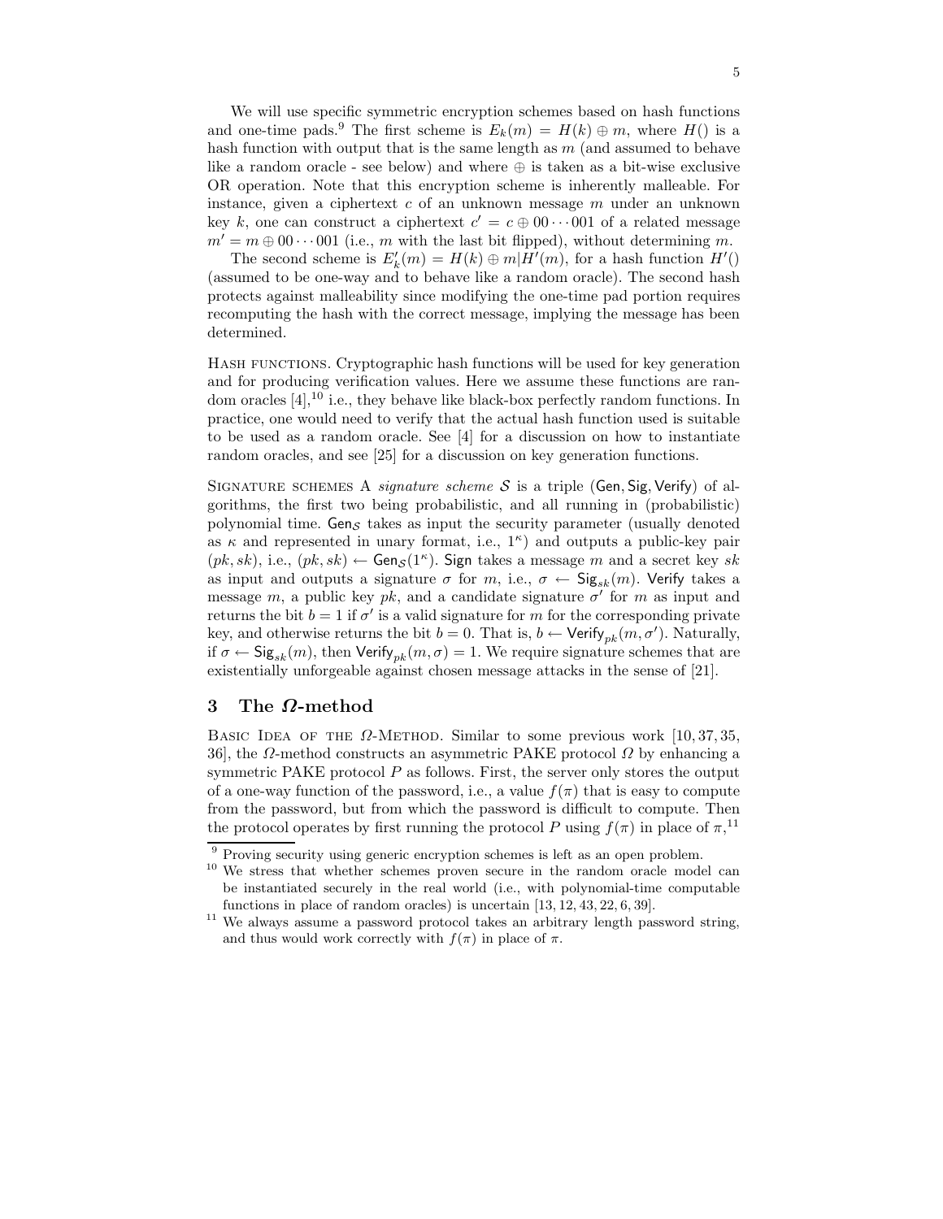We will use specific symmetric encryption schemes based on hash functions and one-time pads.[9] The first scheme is $E_k(m) = H(k) \oplus m$, where $H()$ is a hash function with output that is the same length as $m$ (and assumed to behave like a random oracle - see below) and where $\oplus$ is taken as a bit-wise exclusive OR operation. Note that this encryption scheme is inherently malleable. For instance, given a ciphertext $c$ of an unknown message $m$ under an unknown key $k$, one can construct a ciphertext $c' = c \oplus 00 \cdots 001$ of a related message $m' = m \oplus 00 \cdots 001$ (i.e., $m$ with the last bit flipped), without determining $m$.

The second scheme is $E'_k(m) = H(k) \oplus m | H'(m)$, for a hash function $H'()$ (assumed to be one-way and to behave like a random oracle). The second hash protects against malleability since modifying the one-time pad portion requires recomputing the hash with the correct message, implying the message has been determined.

**Hash functions.** Cryptographic hash functions will be used for key generation and for producing verification values. Here we assume these functions are random oracles [4],[10] i.e., they behave like black-box perfectly random functions. In practice, one would need to verify that the actual hash function used is suitable to be used as a random oracle. See [4] for a discussion on how to instantiate random oracles, and see [25] for a discussion on key generation functions.

**Signature schemes** A *signature scheme* $\mathcal{S}$ is a triple $(\mathsf{Gen}, \mathsf{Sig}, \mathsf{Verify})$ of algorithms, the first two being probabilistic, and all running in (probabilistic) polynomial time. $\mathsf{Gen}_{\mathcal{S}}$ takes as input the security parameter (usually denoted as $\kappa$ and represented in unary format, i.e., $1^\kappa$) and outputs a public-key pair $(pk, sk)$, i.e., $(pk, sk) \leftarrow \mathsf{Gen}_{\mathcal{S}}(1^\kappa)$. $\mathsf{Sign}$ takes a message $m$ and a secret key $sk$ as input and outputs a signature $\sigma$ for $m$, i.e., $\sigma \leftarrow \mathsf{Sig}_{sk}(m)$. $\mathsf{Verify}$ takes a message $m$, a public key $pk$, and a candidate signature $\sigma'$ for $m$ as input and returns the bit $b = 1$ if $\sigma'$ is a valid signature for $m$ for the corresponding private key, and otherwise returns the bit $b = 0$. That is, $b \leftarrow \mathsf{Verify}_{pk}(m, \sigma')$. Naturally, if $\sigma \leftarrow \mathsf{Sig}_{sk}(m)$, then $\mathsf{Verify}_{pk}(m, \sigma) = 1$. We require signature schemes that are existentially unforgeable against chosen message attacks in the sense of [21].

## 3 The $\Omega$-method

**Basic Idea of the $\Omega$-Method.** Similar to some previous work [10, 37, 35, 36], the $\Omega$-method constructs an asymmetric PAKE protocol $\Omega$ by enhancing a symmetric PAKE protocol $P$ as follows. First, the server only stores the output of a one-way function of the password, i.e., a value $f(\pi)$ that is easy to compute from the password, but from which the password is difficult to compute. Then the protocol operates by first running the protocol $P$ using $f(\pi)$ in place of $\pi$,[11]

---

[9] Proving security using generic encryption schemes is left as an open problem.

[10] We stress that whether schemes proven secure in the random oracle model can be instantiated securely in the real world (i.e., with polynomial-time computable functions in place of random oracles) is uncertain [13, 12, 43, 22, 6, 39].

[11] We always assume a password protocol takes an arbitrary length password string, and thus would work correctly with $f(\pi)$ in place of $\pi$.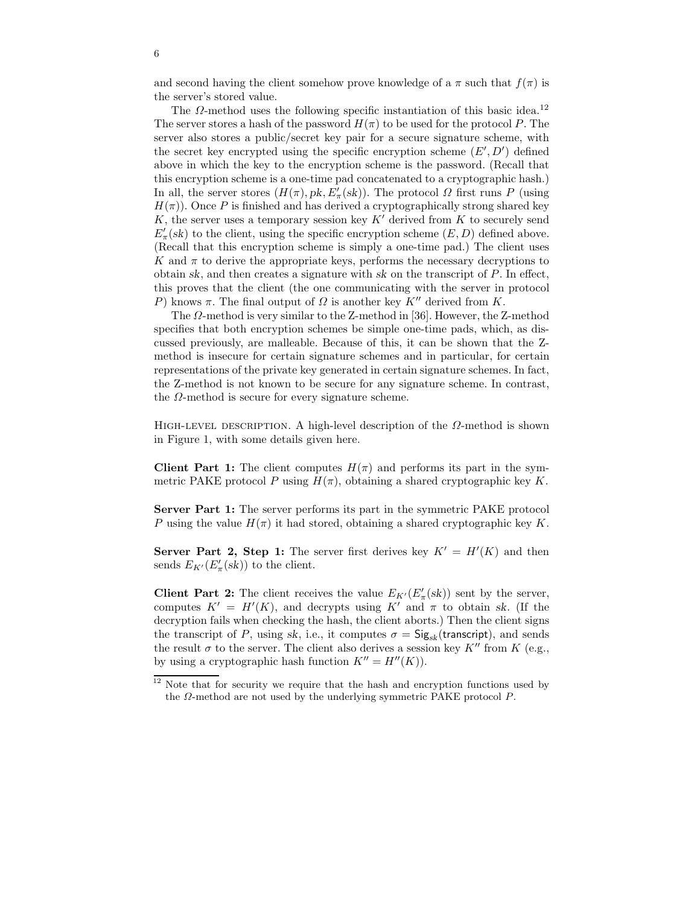and second having the client somehow prove knowledge of a $\pi$ such that $f(\pi)$ is the server's stored value.

The $\Omega$-method uses the following specific instantiation of this basic idea.[12] The server stores a hash of the password $H(\pi)$ to be used for the protocol $P$. The server also stores a public/secret key pair for a secure signature scheme, with the secret key encrypted using the specific encryption scheme $(E', D')$ defined above in which the key to the encryption scheme is the password. (Recall that this encryption scheme is a one-time pad concatenated to a cryptographic hash.) In all, the server stores $(H(\pi), pk, E'_\pi(sk))$. The protocol $\Omega$ first runs $P$ (using $H(\pi)$). Once $P$ is finished and has derived a cryptographically strong shared key $K$, the server uses a temporary session key $K'$ derived from $K$ to securely send $E'_\pi(sk)$ to the client, using the specific encryption scheme $(E, D)$ defined above. (Recall that this encryption scheme is simply a one-time pad.) The client uses $K$ and $\pi$ to derive the appropriate keys, performs the necessary decryptions to obtain $sk$, and then creates a signature with $sk$ on the transcript of $P$. In effect, this proves that the client (the one communicating with the server in protocol $P$) knows $\pi$. The final output of $\Omega$ is another key $K''$ derived from $K$.

The $\Omega$-method is very similar to the Z-method in [36]. However, the Z-method specifies that both encryption schemes be simple one-time pads, which, as discussed previously, are malleable. Because of this, it can be shown that the Z-method is insecure for certain signature schemes and in particular, for certain representations of the private key generated in certain signature schemes. In fact, the Z-method is not known to be secure for any signature scheme. In contrast, the $\Omega$-method is secure for every signature scheme.

High-level description. A high-level description of the $\Omega$-method is shown in Figure 1, with some details given here.

**Client Part 1:** The client computes $H(\pi)$ and performs its part in the symmetric PAKE protocol $P$ using $H(\pi)$, obtaining a shared cryptographic key $K$.

**Server Part 1:** The server performs its part in the symmetric PAKE protocol $P$ using the value $H(\pi)$ it had stored, obtaining a shared cryptographic key $K$.

**Server Part 2, Step 1:** The server first derives key $K' = H'(K)$ and then sends $E_{K'}(E'_\pi(sk))$ to the client.

**Client Part 2:** The client receives the value $E_{K'}(E'_\pi(sk))$ sent by the server, computes $K' = H'(K)$, and decrypts using $K'$ and $\pi$ to obtain $sk$. (If the decryption fails when checking the hash, the client aborts.) Then the client signs the transcript of $P$, using $sk$, i.e., it computes $\sigma = \mathsf{Sig}_{sk}(\mathsf{transcript})$, and sends the result $\sigma$ to the server. The client also derives a session key $K''$ from $K$ (e.g., by using a cryptographic hash function $K'' = H''(K)$).

[12] Note that for security we require that the hash and encryption functions used by the $\Omega$-method are not used by the underlying symmetric PAKE protocol $P$.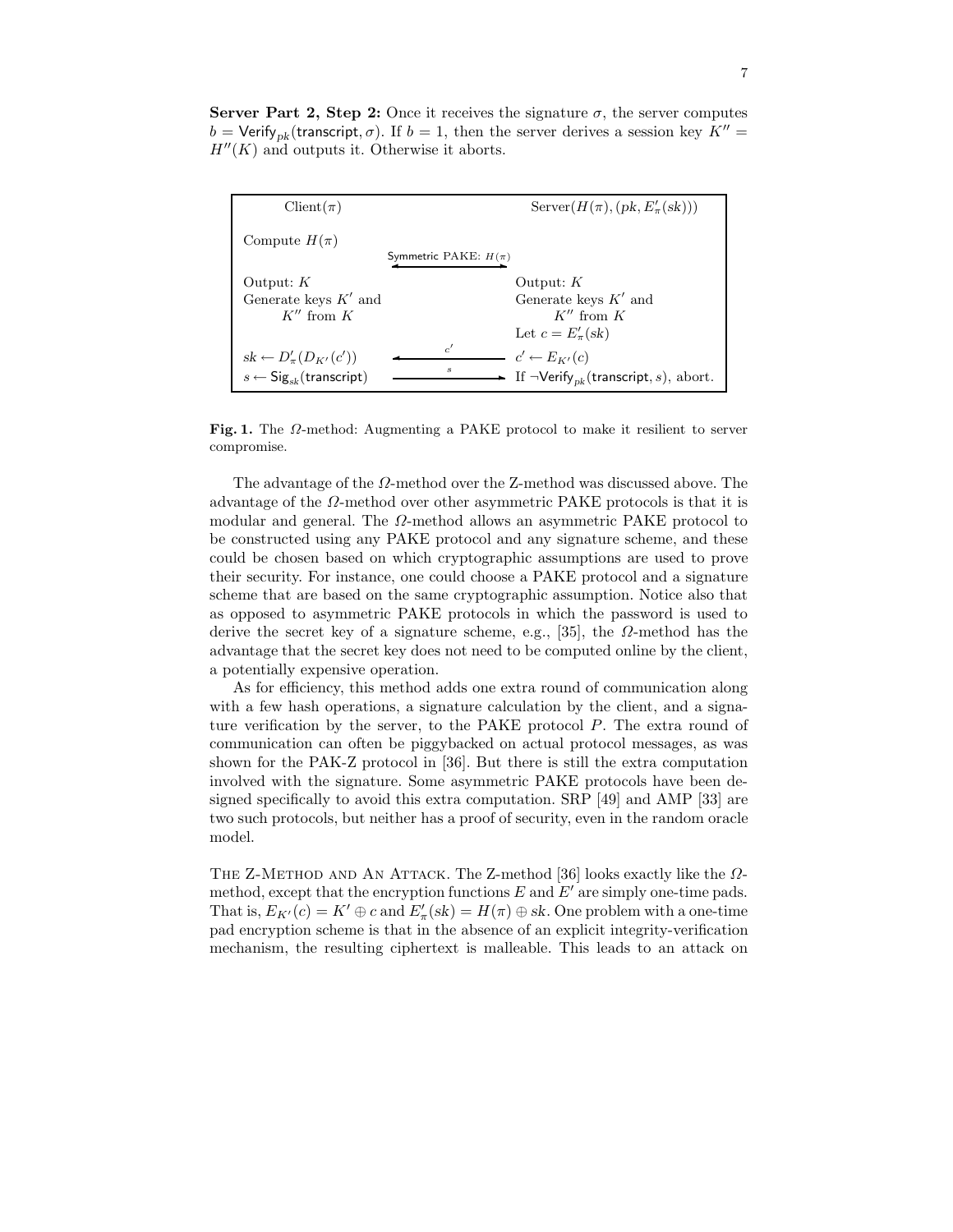**Server Part 2, Step 2:** Once it receives the signature $\sigma$, the server computes $b = \mathsf{Verify}_{pk}(\mathsf{transcript}, \sigma)$. If $b = 1$, then the server derives a session key $K'' = H''(K)$ and outputs it. Otherwise it aborts.

| Client($\pi$) | | Server($H(\pi), (pk, E'_\pi(sk))$) |
|---|---|---|
| Compute $H(\pi)$ | Symmetric PAKE: $H(\pi)$ $\longleftrightarrow$ | |
| Output: $K$ <br> Generate keys $K'$ and $K''$ from $K$ | | Output: $K$ <br> Generate keys $K'$ and $K''$ from $K$ <br> Let $c = E'_\pi(sk)$ |
| $sk \leftarrow D'_\pi(D_{K'}(c'))$ | $\xleftarrow{c'}$ | $c' \leftarrow E_{K'}(c)$ |
| $s \leftarrow \mathsf{Sig}_{sk}(\mathsf{transcript})$ | $\xrightarrow{s}$ | If $\neg\mathsf{Verify}_{pk}(\mathsf{transcript}, s)$, abort. |

**Fig. 1.** The $\Omega$-method: Augmenting a PAKE protocol to make it resilient to server compromise.

The advantage of the $\Omega$-method over the Z-method was discussed above. The advantage of the $\Omega$-method over other asymmetric PAKE protocols is that it is modular and general. The $\Omega$-method allows an asymmetric PAKE protocol to be constructed using any PAKE protocol and any signature scheme, and these could be chosen based on which cryptographic assumptions are used to prove their security. For instance, one could choose a PAKE protocol and a signature scheme that are based on the same cryptographic assumption. Notice also that as opposed to asymmetric PAKE protocols in which the password is used to derive the secret key of a signature scheme, e.g., [35], the $\Omega$-method has the advantage that the secret key does not need to be computed online by the client, a potentially expensive operation.

As for efficiency, this method adds one extra round of communication along with a few hash operations, a signature calculation by the client, and a signature verification by the server, to the PAKE protocol $P$. The extra round of communication can often be piggybacked on actual protocol messages, as was shown for the PAK-Z protocol in [36]. But there is still the extra computation involved with the signature. Some asymmetric PAKE protocols have been designed specifically to avoid this extra computation. SRP [49] and AMP [33] are two such protocols, but neither has a proof of security, even in the random oracle model.

The Z-Method and An Attack. The Z-method [36] looks exactly like the $\Omega$-method, except that the encryption functions $E$ and $E'$ are simply one-time pads. That is, $E_{K'}(c) = K' \oplus c$ and $E'_\pi(sk) = H(\pi) \oplus sk$. One problem with a one-time pad encryption scheme is that in the absence of an explicit integrity-verification mechanism, the resulting ciphertext is malleable. This leads to an attack on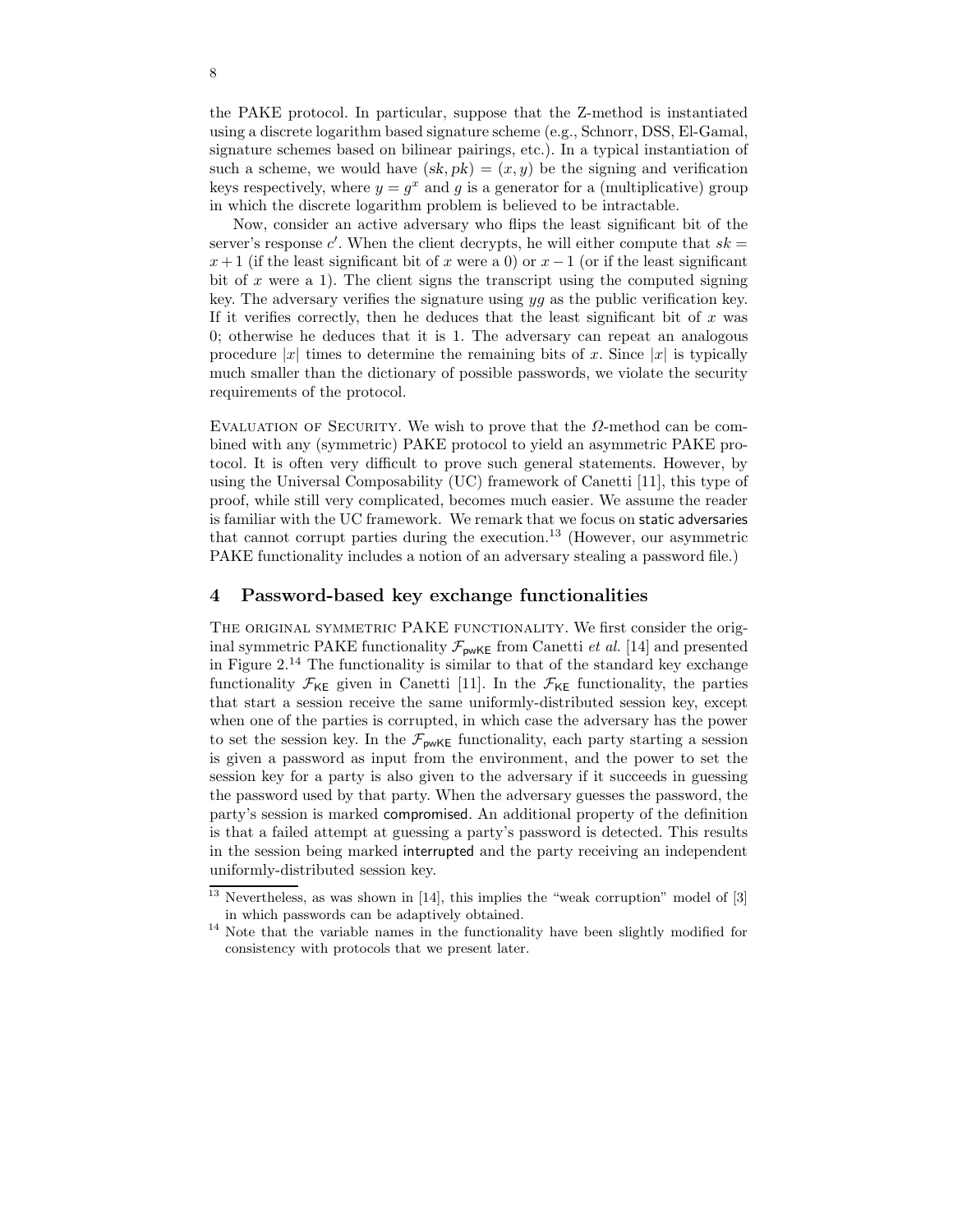the PAKE protocol. In particular, suppose that the Z-method is instantiated using a discrete logarithm based signature scheme (e.g., Schnorr, DSS, El-Gamal, signature schemes based on bilinear pairings, etc.). In a typical instantiation of such a scheme, we would have $(sk, pk) = (x, y)$ be the signing and verification keys respectively, where $y = g^x$ and $g$ is a generator for a (multiplicative) group in which the discrete logarithm problem is believed to be intractable.

Now, consider an active adversary who flips the least significant bit of the server's response $c'$. When the client decrypts, he will either compute that $sk = x+1$ (if the least significant bit of $x$ were a 0) or $x-1$ (or if the least significant bit of $x$ were a 1). The client signs the transcript using the computed signing key. The adversary verifies the signature using $yg$ as the public verification key. If it verifies correctly, then he deduces that the least significant bit of $x$ was 0; otherwise he deduces that it is 1. The adversary can repeat an analogous procedure $|x|$ times to determine the remaining bits of $x$. Since $|x|$ is typically much smaller than the dictionary of possible passwords, we violate the security requirements of the protocol.

EVALUATION OF SECURITY. We wish to prove that the $\Omega$-method can be combined with any (symmetric) PAKE protocol to yield an asymmetric PAKE protocol. It is often very difficult to prove such general statements. However, by using the Universal Composability (UC) framework of Canetti [11], this type of proof, while still very complicated, becomes much easier. We assume the reader is familiar with the UC framework. We remark that we focus on static adversaries that cannot corrupt parties during the execution.[13] (However, our asymmetric PAKE functionality includes a notion of an adversary stealing a password file.)

## 4 Password-based key exchange functionalities

THE ORIGINAL SYMMETRIC PAKE FUNCTIONALITY. We first consider the original symmetric PAKE functionality $\mathcal{F}_{\mathsf{pwKE}}$ from Canetti *et al.* [14] and presented in Figure 2.[14] The functionality is similar to that of the standard key exchange functionality $\mathcal{F}_{\mathsf{KE}}$ given in Canetti [11]. In the $\mathcal{F}_{\mathsf{KE}}$ functionality, the parties that start a session receive the same uniformly-distributed session key, except when one of the parties is corrupted, in which case the adversary has the power to set the session key. In the $\mathcal{F}_{\mathsf{pwKE}}$ functionality, each party starting a session is given a password as input from the environment, and the power to set the session key for a party is also given to the adversary if it succeeds in guessing the password used by that party. When the adversary guesses the password, the party's session is marked compromised. An additional property of the definition is that a failed attempt at guessing a party's password is detected. This results in the session being marked interrupted and the party receiving an independent uniformly-distributed session key.

[13] Nevertheless, as was shown in [14], this implies the "weak corruption" model of [3] in which passwords can be adaptively obtained.

[14] Note that the variable names in the functionality have been slightly modified for consistency with protocols that we present later.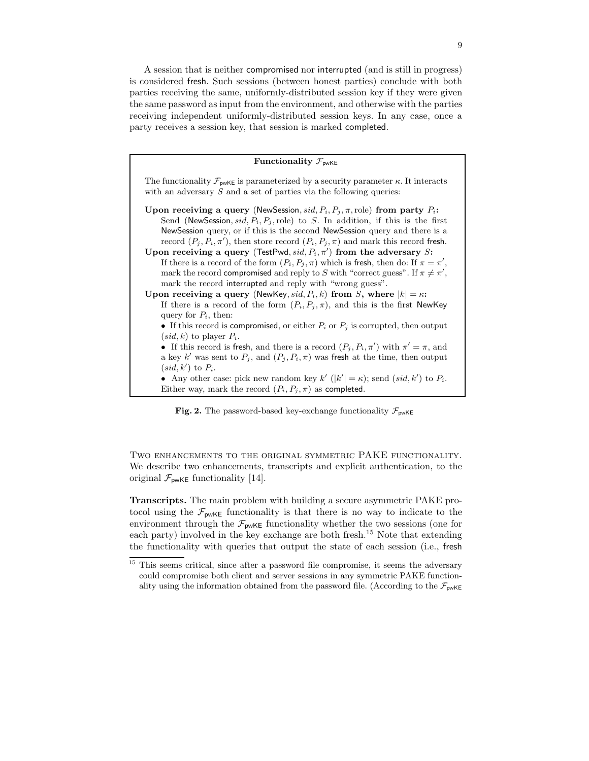A session that is neither compromised nor interrupted (and is still in progress) is considered fresh. Such sessions (between honest parties) conclude with both parties receiving the same, uniformly-distributed session key if they were given the same password as input from the environment, and otherwise with the parties receiving independent uniformly-distributed session keys. In any case, once a party receives a session key, that session is marked completed.

---

**Functionality $\mathcal{F}_{\mathsf{pwKE}}$**

The functionality $\mathcal{F}_{\mathsf{pwKE}}$ is parameterized by a security parameter $\kappa$. It interacts with an adversary $S$ and a set of parties via the following queries:

**Upon receiving a query** ($\mathsf{NewSession}, sid, P_i, P_j, \pi, \text{role}$) **from party** $P_i$**:**
Send ($\mathsf{NewSession}, sid, P_i, P_j, \text{role}$) to $S$. In addition, if this is the first NewSession query, or if this is the second NewSession query and there is a record $(P_j, P_i, \pi')$, then store record $(P_i, P_j, \pi)$ and mark this record fresh.

**Upon receiving a query** ($\mathsf{TestPwd}, sid, P_i, \pi'$) **from the adversary** $S$**:**
If there is a record of the form $(P_i, P_j, \pi)$ which is fresh, then do: If $\pi = \pi'$, mark the record compromised and reply to $S$ with "correct guess". If $\pi \neq \pi'$, mark the record interrupted and reply with "wrong guess".

**Upon receiving a query** ($\mathsf{NewKey}, sid, P_i, k$) **from** $S$**, where** $|k| = \kappa$**:**
If there is a record of the form $(P_i, P_j, \pi)$, and this is the first NewKey query for $P_i$, then:

- If this record is compromised, or either $P_i$ or $P_j$ is corrupted, then output $(sid, k)$ to player $P_i$.
- If this record is fresh, and there is a record $(P_j, P_i, \pi')$ with $\pi' = \pi$, and a key $k'$ was sent to $P_j$, and $(P_j, P_i, \pi)$ was fresh at the time, then output $(sid, k')$ to $P_i$.
- Any other case: pick new random key $k'$ ($|k'| = \kappa$); send $(sid, k')$ to $P_i$.

Either way, mark the record $(P_i, P_j, \pi)$ as completed.

---

**Fig. 2.** The password-based key-exchange functionality $\mathcal{F}_{\mathsf{pwKE}}$

Two enhancements to the original symmetric PAKE functionality. We describe two enhancements, transcripts and explicit authentication, to the original $\mathcal{F}_{\mathsf{pwKE}}$ functionality [14].

**Transcripts.** The main problem with building a secure asymmetric PAKE protocol using the $\mathcal{F}_{\mathsf{pwKE}}$ functionality is that there is no way to indicate to the environment through the $\mathcal{F}_{\mathsf{pwKE}}$ functionality whether the two sessions (one for each party) involved in the key exchange are both fresh.[15] Note that extending the functionality with queries that output the state of each session (i.e., fresh

[15] This seems critical, since after a password file compromise, it seems the adversary could compromise both client and server sessions in any symmetric PAKE functionality using the information obtained from the password file. (According to the $\mathcal{F}_{\mathsf{pwKE}}$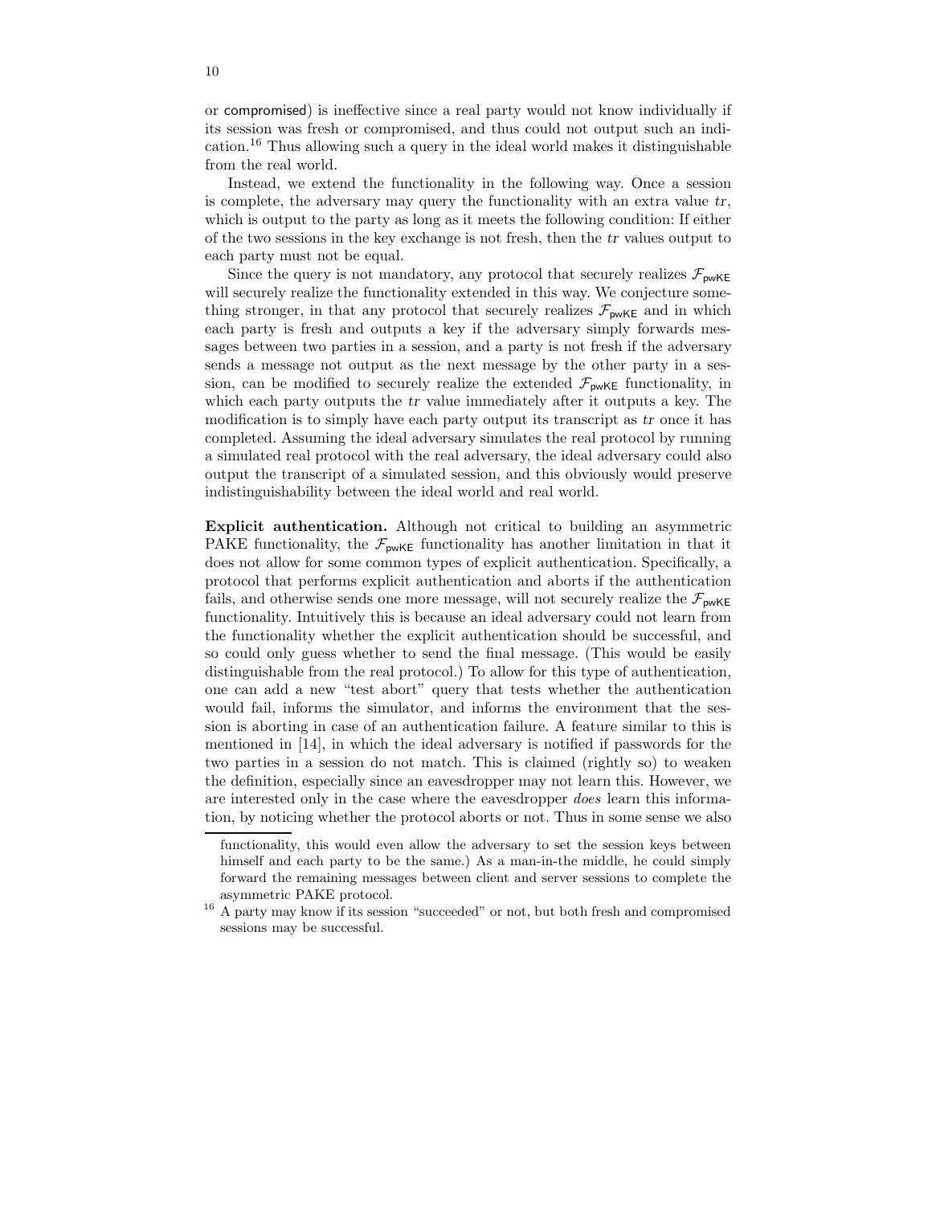or compromised) is ineffective since a real party would not know individually if its session was fresh or compromised, and thus could not output such an indication.[16] Thus allowing such a query in the ideal world makes it distinguishable from the real world.

Instead, we extend the functionality in the following way. Once a session is complete, the adversary may query the functionality with an extra value $tr$, which is output to the party as long as it meets the following condition: If either of the two sessions in the key exchange is not fresh, then the $tr$ values output to each party must not be equal.

Since the query is not mandatory, any protocol that securely realizes $\mathcal{F}_{\mathsf{pwKE}}$ will securely realize the functionality extended in this way. We conjecture something stronger, in that any protocol that securely realizes $\mathcal{F}_{\mathsf{pwKE}}$ and in which each party is fresh and outputs a key if the adversary simply forwards messages between two parties in a session, and a party is not fresh if the adversary sends a message not output as the next message by the other party in a session, can be modified to securely realize the extended $\mathcal{F}_{\mathsf{pwKE}}$ functionality, in which each party outputs the $tr$ value immediately after it outputs a key. The modification is to simply have each party output its transcript as $tr$ once it has completed. Assuming the ideal adversary simulates the real protocol by running a simulated real protocol with the real adversary, the ideal adversary could also output the transcript of a simulated session, and this obviously would preserve indistinguishability between the ideal world and real world.

**Explicit authentication.** Although not critical to building an asymmetric PAKE functionality, the $\mathcal{F}_{\mathsf{pwKE}}$ functionality has another limitation in that it does not allow for some common types of explicit authentication. Specifically, a protocol that performs explicit authentication and aborts if the authentication fails, and otherwise sends one more message, will not securely realize the $\mathcal{F}_{\mathsf{pwKE}}$ functionality. Intuitively this is because an ideal adversary could not learn from the functionality whether the explicit authentication should be successful, and so could only guess whether to send the final message. (This would be easily distinguishable from the real protocol.) To allow for this type of authentication, one can add a new "test abort" query that tests whether the authentication would fail, informs the simulator, and informs the environment that the session is aborting in case of an authentication failure. A feature similar to this is mentioned in [14], in which the ideal adversary is notified if passwords for the two parties in a session do not match. This is claimed (rightly so) to weaken the definition, especially since an eavesdropper may not learn this. However, we are interested only in the case where the eavesdropper *does* learn this information, by noticing whether the protocol aborts or not. Thus in some sense we also

functionality, this would even allow the adversary to set the session keys between himself and each party to be the same.) As a man-in-the middle, he could simply forward the remaining messages between client and server sessions to complete the asymmetric PAKE protocol.

[16] A party may know if its session "succeeded" or not, but both fresh and compromised sessions may be successful.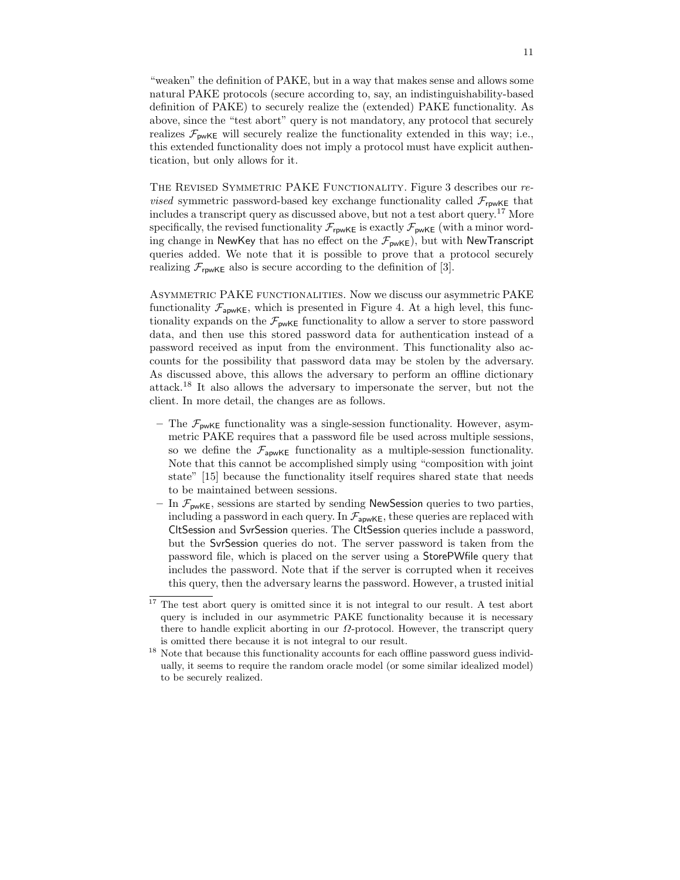"weaken" the definition of PAKE, but in a way that makes sense and allows some natural PAKE protocols (secure according to, say, an indistinguishability-based definition of PAKE) to securely realize the (extended) PAKE functionality. As above, since the "test abort" query is not mandatory, any protocol that securely realizes $\mathcal{F}_{\mathsf{pwKE}}$ will securely realize the functionality extended in this way; i.e., this extended functionality does not imply a protocol must have explicit authentication, but only allows for it.

**The Revised Symmetric PAKE Functionality.** Figure 3 describes our *revised* symmetric password-based key exchange functionality called $\mathcal{F}_{\mathsf{rpwKE}}$ that includes a transcript query as discussed above, but not a test abort query.[17] More specifically, the revised functionality $\mathcal{F}_{\mathsf{rpwKE}}$ is exactly $\mathcal{F}_{\mathsf{pwKE}}$ (with a minor wording change in NewKey that has no effect on the $\mathcal{F}_{\mathsf{pwKE}}$), but with NewTranscript queries added. We note that it is possible to prove that a protocol securely realizing $\mathcal{F}_{\mathsf{rpwKE}}$ also is secure according to the definition of [3].

**Asymmetric PAKE functionalities.** Now we discuss our asymmetric PAKE functionality $\mathcal{F}_{\mathsf{apwKE}}$, which is presented in Figure 4. At a high level, this functionality expands on the $\mathcal{F}_{\mathsf{pwKE}}$ functionality to allow a server to store password data, and then use this stored password data for authentication instead of a password received as input from the environment. This functionality also accounts for the possibility that password data may be stolen by the adversary. As discussed above, this allows the adversary to perform an offline dictionary attack.[18] It also allows the adversary to impersonate the server, but not the client. In more detail, the changes are as follows.

- The $\mathcal{F}_{\mathsf{pwKE}}$ functionality was a single-session functionality. However, asymmetric PAKE requires that a password file be used across multiple sessions, so we define the $\mathcal{F}_{\mathsf{apwKE}}$ functionality as a multiple-session functionality. Note that this cannot be accomplished simply using "composition with joint state" [15] because the functionality itself requires shared state that needs to be maintained between sessions.
- In $\mathcal{F}_{\mathsf{pwKE}}$, sessions are started by sending NewSession queries to two parties, including a password in each query. In $\mathcal{F}_{\mathsf{apwKE}}$, these queries are replaced with CltSession and SvrSession queries. The CltSession queries include a password, but the SvrSession queries do not. The server password is taken from the password file, which is placed on the server using a StorePWfile query that includes the password. Note that if the server is corrupted when it receives this query, then the adversary learns the password. However, a trusted initial

[17] The test abort query is omitted since it is not integral to our result. A test abort query is included in our asymmetric PAKE functionality because it is necessary there to handle explicit aborting in our $\Omega$-protocol. However, the transcript query is omitted there because it is not integral to our result.

[18] Note that because this functionality accounts for each offline password guess individually, it seems to require the random oracle model (or some similar idealized model) to be securely realized.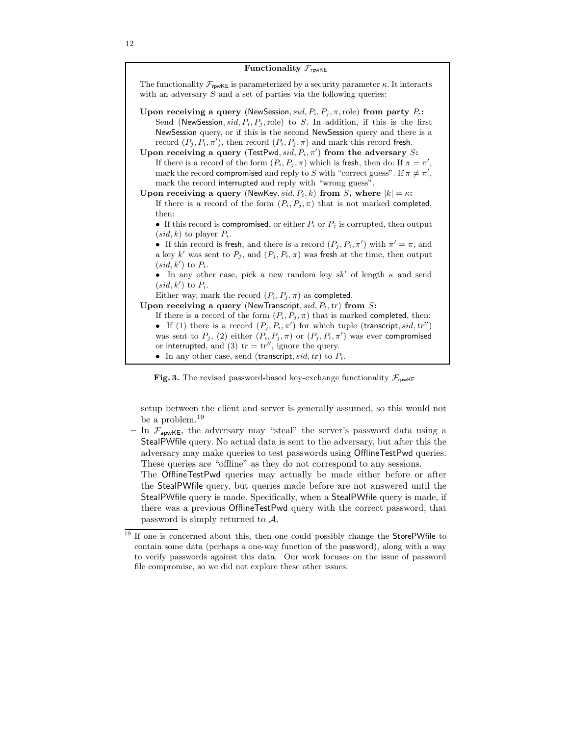**Functionality $\mathcal{F}_{\mathsf{rpwKE}}$**

The functionality $\mathcal{F}_{\mathsf{rpwKE}}$ is parameterized by a security parameter $\kappa$. It interacts with an adversary $S$ and a set of parties via the following queries:

**Upon receiving a query** $(\mathsf{NewSession}, sid, P_i, P_j, \pi, \mathrm{role})$ **from party** $P_i$**:**
Send $(\mathsf{NewSession}, sid, P_i, P_j, \mathrm{role})$ to $S$. In addition, if this is the first NewSession query, or if this is the second NewSession query and there is a record $(P_j, P_i, \pi')$, then record $(P_i, P_j, \pi)$ and mark this record fresh.

**Upon receiving a query** $(\mathsf{TestPwd}, sid, P_i, \pi')$ **from the adversary** $S$**:**
If there is a record of the form $(P_i, P_j, \pi)$ which is fresh, then do: If $\pi = \pi'$, mark the record compromised and reply to $S$ with "correct guess". If $\pi \neq \pi'$, mark the record interrupted and reply with "wrong guess".

**Upon receiving a query** $(\mathsf{NewKey}, sid, P_i, k)$ **from** $S$**, where** $|k| = \kappa$**:**
If there is a record of the form $(P_i, P_j, \pi)$ that is not marked completed, then:

- If this record is compromised, or either $P_i$ or $P_j$ is corrupted, then output $(sid, k)$ to player $P_i$.
- If this record is fresh, and there is a record $(P_j, P_i, \pi')$ with $\pi' = \pi$, and a key $k'$ was sent to $P_j$, and $(P_j, P_i, \pi)$ was fresh at the time, then output $(sid, k')$ to $P_i$.
- In any other case, pick a new random key $sk'$ of length $\kappa$ and send $(sid, k')$ to $P_i$.

Either way, mark the record $(P_i, P_j, \pi)$ as completed.

**Upon receiving a query** $(\mathsf{NewTranscript}, sid, P_i, tr)$ **from** $S$**:**
If there is a record of the form $(P_i, P_j, \pi)$ that is marked completed, then:

- If (1) there is a record $(P_j, P_i, \pi')$ for which tuple $(\mathsf{transcript}, sid, tr'')$ was sent to $P_j$, (2) either $(P_i, P_j, \pi)$ or $(P_j, P_i, \pi')$ was ever compromised or interrupted, and (3) $tr = tr''$, ignore the query.
- In any other case, send $(\mathsf{transcript}, sid, tr)$ to $P_i$.

**Fig. 3.** The revised password-based key-exchange functionality $\mathcal{F}_{\mathsf{rpwKE}}$

setup between the client and server is generally assumed, so this would not be a problem.[19]

- In $\mathcal{F}_{\mathsf{apwKE}}$, the adversary may "steal" the server's password data using a StealPWfile query. No actual data is sent to the adversary, but after this the adversary may make queries to test passwords using OfflineTestPwd queries. These queries are "offline" as they do not correspond to any sessions.
  The OfflineTestPwd queries may actually be made either before or after the StealPWfile query, but queries made before are not answered until the StealPWfile query is made. Specifically, when a StealPWfile query is made, if there was a previous OfflineTestPwd query with the correct password, that password is simply returned to $\mathcal{A}$.

[19] If one is concerned about this, then one could possibly change the StorePWfile to contain some data (perhaps a one-way function of the password), along with a way to verify passwords against this data. Our work focuses on the issue of password file compromise, so we did not explore these other issues.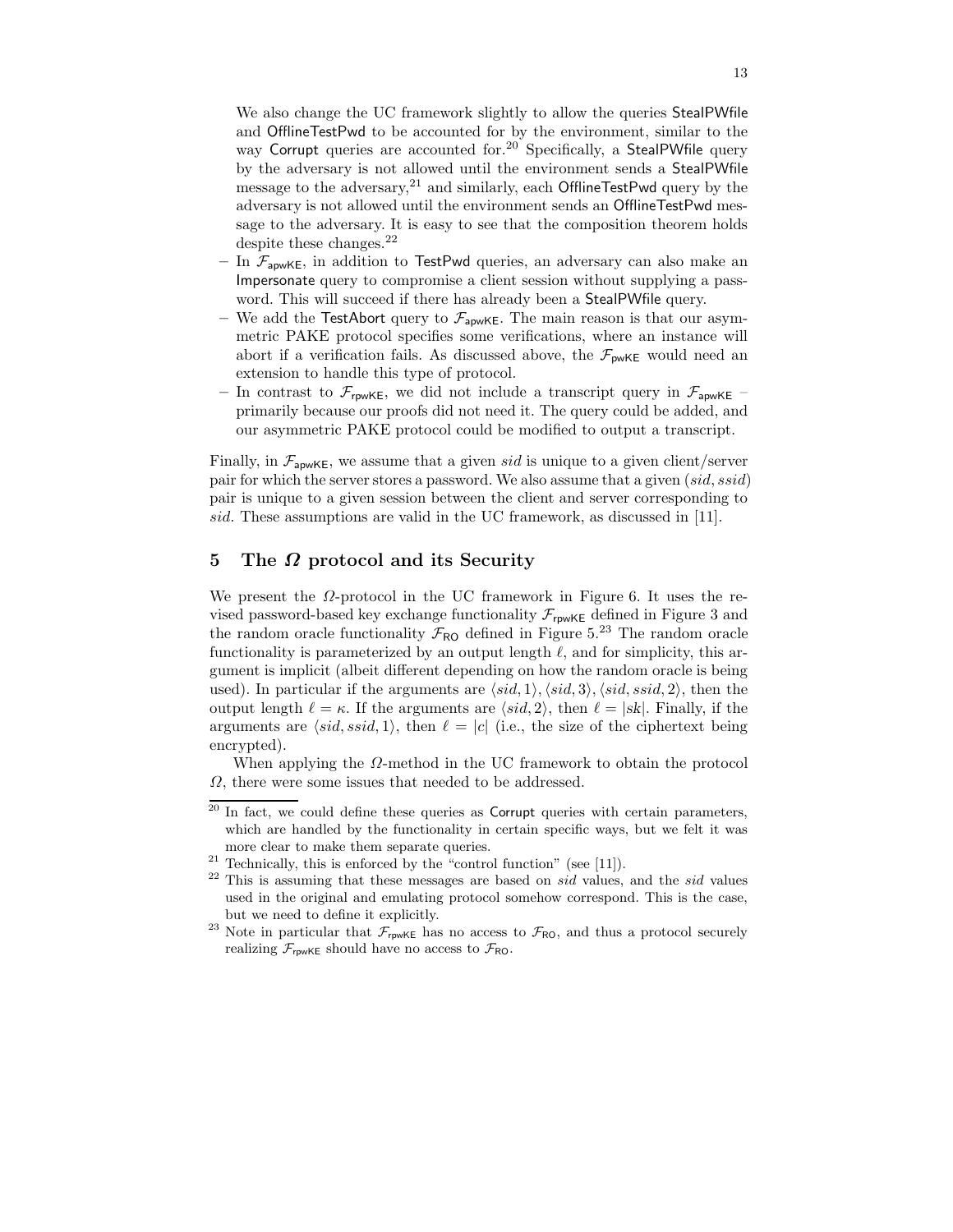We also change the UC framework slightly to allow the queries StealPWfile and OfflineTestPwd to be accounted for by the environment, similar to the way Corrupt queries are accounted for.[20] Specifically, a StealPWfile query by the adversary is not allowed until the environment sends a StealPWfile message to the adversary,[21] and similarly, each OfflineTestPwd query by the adversary is not allowed until the environment sends an OfflineTestPwd message to the adversary. It is easy to see that the composition theorem holds despite these changes.[22]

- In $\mathcal{F}_{\mathsf{apwKE}}$, in addition to TestPwd queries, an adversary can also make an Impersonate query to compromise a client session without supplying a password. This will succeed if there has already been a StealPWfile query.
- We add the TestAbort query to $\mathcal{F}_{\mathsf{apwKE}}$. The main reason is that our asymmetric PAKE protocol specifies some verifications, where an instance will abort if a verification fails. As discussed above, the $\mathcal{F}_{\mathsf{pwKE}}$ would need an extension to handle this type of protocol.
- In contrast to $\mathcal{F}_{\mathsf{rpwKE}}$, we did not include a transcript query in $\mathcal{F}_{\mathsf{apwKE}}$ – primarily because our proofs did not need it. The query could be added, and our asymmetric PAKE protocol could be modified to output a transcript.

Finally, in $\mathcal{F}_{\mathsf{apwKE}}$, we assume that a given $sid$ is unique to a given client/server pair for which the server stores a password. We also assume that a given $(sid, ssid)$ pair is unique to a given session between the client and server corresponding to $sid$. These assumptions are valid in the UC framework, as discussed in [11].

## 5 The $\Omega$ protocol and its Security

We present the $\Omega$-protocol in the UC framework in Figure 6. It uses the revised password-based key exchange functionality $\mathcal{F}_{\mathsf{rpwKE}}$ defined in Figure 3 and the random oracle functionality $\mathcal{F}_{\mathsf{RO}}$ defined in Figure 5.[23] The random oracle functionality is parameterized by an output length $\ell$, and for simplicity, this argument is implicit (albeit different depending on how the random oracle is being used). In particular if the arguments are $\langle sid, 1\rangle, \langle sid, 3\rangle, \langle sid, ssid, 2\rangle$, then the output length $\ell = \kappa$. If the arguments are $\langle sid, 2\rangle$, then $\ell = |sk|$. Finally, if the arguments are $\langle sid, ssid, 1\rangle$, then $\ell = |c|$ (i.e., the size of the ciphertext being encrypted).

When applying the $\Omega$-method in the UC framework to obtain the protocol $\Omega$, there were some issues that needed to be addressed.

---

[20] In fact, we could define these queries as Corrupt queries with certain parameters, which are handled by the functionality in certain specific ways, but we felt it was more clear to make them separate queries.

[21] Technically, this is enforced by the "control function" (see [11]).

[22] This is assuming that these messages are based on $sid$ values, and the $sid$ values used in the original and emulating protocol somehow correspond. This is the case, but we need to define it explicitly.

[23] Note in particular that $\mathcal{F}_{\mathsf{rpwKE}}$ has no access to $\mathcal{F}_{\mathsf{RO}}$, and thus a protocol securely realizing $\mathcal{F}_{\mathsf{rpwKE}}$ should have no access to $\mathcal{F}_{\mathsf{RO}}$.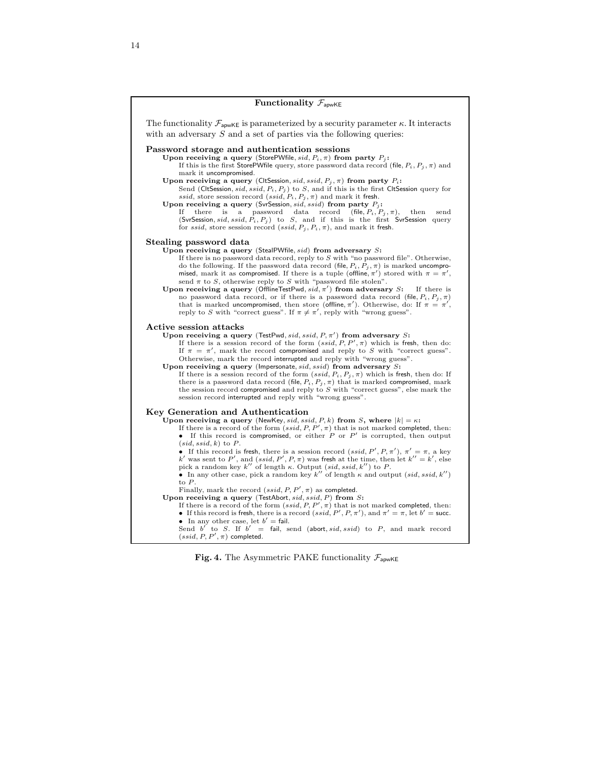**Functionality $\mathcal{F}_{\mathsf{apwKE}}$**

The functionality $\mathcal{F}_{\mathsf{apwKE}}$ is parameterized by a security parameter $\kappa$. It interacts with an adversary $S$ and a set of parties via the following queries:

**Password storage and authentication sessions**

**Upon receiving a query** $(\mathsf{StorePWfile}, sid, P_i, \pi)$ **from party** $P_j$**:**
If this is the first StorePWfile query, store password data record $(\mathsf{file}, P_i, P_j, \pi)$ and mark it uncompromised.

**Upon receiving a query** $(\mathsf{CltSession}, sid, ssid, P_j, \pi)$ **from party** $P_i$**:**
Send $(\mathsf{CltSession}, sid, ssid, P_i, P_j)$ to $S$, and if this is the first CltSession query for $ssid$, store session record $(ssid, P_i, P_j, \pi)$ and mark it fresh.

**Upon receiving a query** $(\mathsf{SvrSession}, sid, ssid)$ **from party** $P_j$**:**
If there is a password data record $(\mathsf{file}, P_i, P_j, \pi)$, then send $(\mathsf{SvrSession}, sid, ssid, P_i, P_j)$ to $S$, and if this is the first SvrSession query for $ssid$, store session record $(ssid, P_j, P_i, \pi)$, and mark it fresh.

**Stealing password data**

**Upon receiving a query** $(\mathsf{StealPWfile}, sid)$ **from adversary** $S$**:**
If there is no password data record, reply to $S$ with "no password file". Otherwise, do the following. If the password data record $(\mathsf{file}, P_i, P_j, \pi)$ is marked uncompromised, mark it as compromised. If there is a tuple $(\mathsf{offline}, \pi')$ stored with $\pi = \pi'$, send $\pi$ to $S$, otherwise reply to $S$ with "password file stolen".

**Upon receiving a query** $(\mathsf{OfflineTestPwd}, sid, \pi')$ **from adversary** $S$**:** If there is no password data record, or if there is a password data record $(\mathsf{file}, P_i, P_j, \pi)$ that is marked uncompromised, then store $(\mathsf{offline}, \pi')$. Otherwise, do: If $\pi = \pi'$, reply to $S$ with "correct guess". If $\pi \neq \pi'$, reply with "wrong guess".

**Active session attacks**

**Upon receiving a query** $(\mathsf{TestPwd}, sid, ssid, P, \pi')$ **from adversary** $S$**:**
If there is a session record of the form $(ssid, P, P', \pi)$ which is fresh, then do: If $\pi = \pi'$, mark the record compromised and reply to $S$ with "correct guess". Otherwise, mark the record interrupted and reply with "wrong guess".

**Upon receiving a query** $(\mathsf{Impersonate}, sid, ssid)$ **from adversary** $S$**:**
If there is a session record of the form $(ssid, P_i, P_j, \pi)$ which is fresh, then do: If there is a password data record $(\mathsf{file}, P_i, P_j, \pi)$ that is marked compromised, mark the session record compromised and reply to $S$ with "correct guess", else mark the session record interrupted and reply with "wrong guess".

**Key Generation and Authentication**

**Upon receiving a query** $(\mathsf{NewKey}, sid, ssid, P, k)$ **from** $S$**, where** $|k| = \kappa$**:**
If there is a record of the form $(ssid, P, P', \pi)$ that is not marked completed, then:

- If this record is compromised, or either $P$ or $P'$ is corrupted, then output $(sid, ssid, k)$ to $P$.
- If this record is fresh, there is a session record $(ssid, P', P, \pi')$, $\pi' = \pi$, a key $k'$ was sent to $P'$, and $(ssid, P', P, \pi)$ was fresh at the time, then let $k'' = k'$, else pick a random key $k''$ of length $\kappa$. Output $(sid, ssid, k'')$ to $P$.
- In any other case, pick a random key $k''$ of length $\kappa$ and output $(sid, ssid, k'')$ to $P$.

Finally, mark the record $(ssid, P, P', \pi)$ as completed.

**Upon receiving a query** $(\mathsf{TestAbort}, sid, ssid, P)$ **from** $S$**:**
If there is a record of the form $(ssid, P, P', \pi)$ that is not marked completed, then:

- If this record is fresh, there is a record $(ssid, P', P, \pi')$, and $\pi' = \pi$, let $b' = \mathsf{succ}$.
- In any other case, let $b' = \mathsf{fail}$.

Send $b'$ to $S$. If $b' = \mathsf{fail}$, send $(\mathsf{abort}, sid, ssid)$ to $P$, and mark record $(ssid, P, P', \pi)$ completed.

**Fig. 4.** The Asymmetric PAKE functionality $\mathcal{F}_{\mathsf{apwKE}}$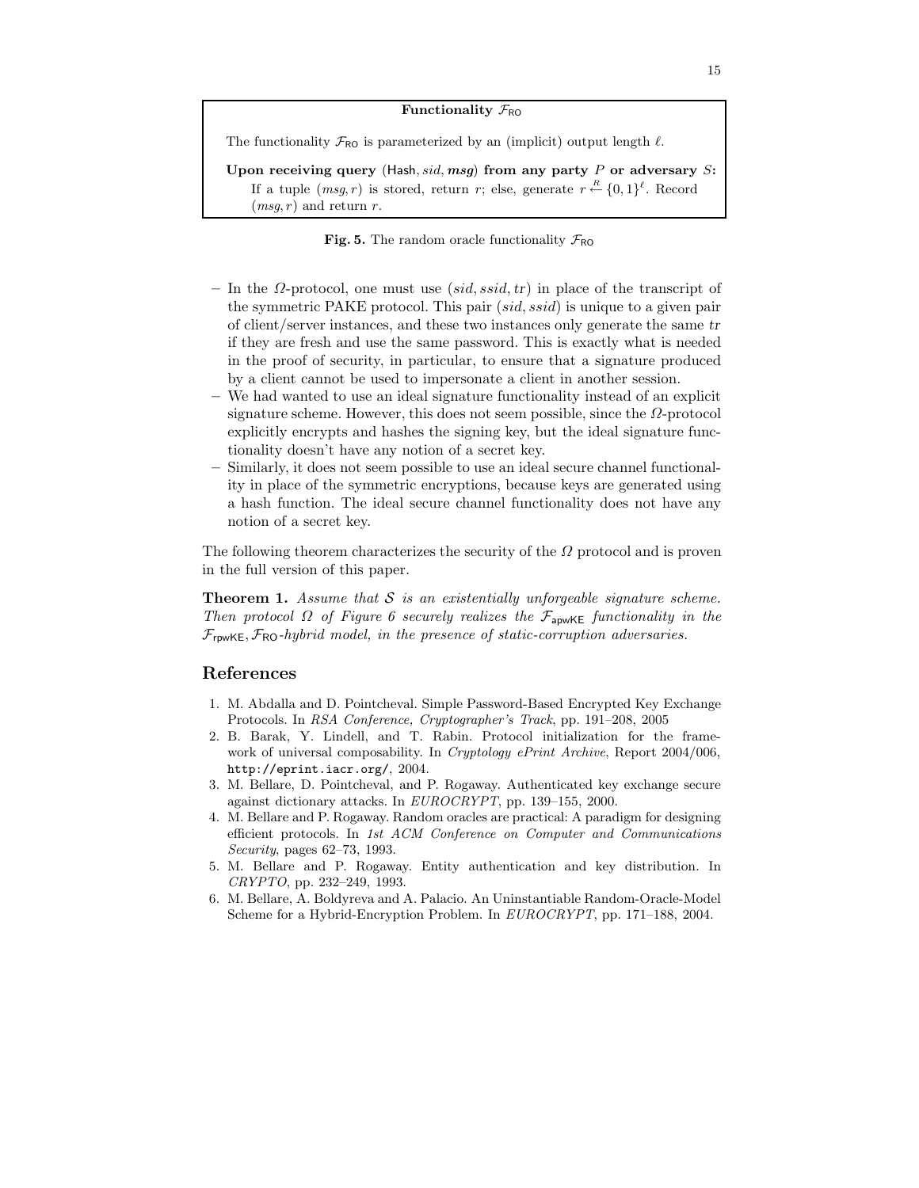**Functionality $\mathcal{F}_{\mathsf{RO}}$**

The functionality $\mathcal{F}_{\mathsf{RO}}$ is parameterized by an (implicit) output length $\ell$.

**Upon receiving query** ($\mathsf{Hash}, sid, msg$) **from any party** $P$ **or adversary** $S$**:**
If a tuple $(msg, r)$ is stored, return $r$; else, generate $r \stackrel{R}{\leftarrow} \{0,1\}^\ell$. Record $(msg, r)$ and return $r$.

**Fig. 5.** The random oracle functionality $\mathcal{F}_{\mathsf{RO}}$

- In the $\Omega$-protocol, one must use $(sid, ssid, tr)$ in place of the transcript of the symmetric PAKE protocol. This pair $(sid, ssid)$ is unique to a given pair of client/server instances, and these two instances only generate the same $tr$ if they are fresh and use the same password. This is exactly what is needed in the proof of security, in particular, to ensure that a signature produced by a client cannot be used to impersonate a client in another session.
- We had wanted to use an ideal signature functionality instead of an explicit signature scheme. However, this does not seem possible, since the $\Omega$-protocol explicitly encrypts and hashes the signing key, but the ideal signature functionality doesn't have any notion of a secret key.
- Similarly, it does not seem possible to use an ideal secure channel functionality in place of the symmetric encryptions, because keys are generated using a hash function. The ideal secure channel functionality does not have any notion of a secret key.

The following theorem characterizes the security of the $\Omega$ protocol and is proven in the full version of this paper.

**Theorem 1.** *Assume that $\mathcal{S}$ is an existentially unforgeable signature scheme. Then protocol $\Omega$ of Figure 6 securely realizes the $\mathcal{F}_{\mathsf{apwKE}}$ functionality in the $\mathcal{F}_{\mathsf{rpwKE}}, \mathcal{F}_{\mathsf{RO}}$-hybrid model, in the presence of static-corruption adversaries.*

## References

1. M. Abdalla and D. Pointcheval. Simple Password-Based Encrypted Key Exchange Protocols. In *RSA Conference, Cryptographer's Track*, pp. 191–208, 2005
2. B. Barak, Y. Lindell, and T. Rabin. Protocol initialization for the framework of universal composability. In *Cryptology ePrint Archive*, Report 2004/006, http://eprint.iacr.org/, 2004.
3. M. Bellare, D. Pointcheval, and P. Rogaway. Authenticated key exchange secure against dictionary attacks. In *EUROCRYPT*, pp. 139–155, 2000.
4. M. Bellare and P. Rogaway. Random oracles are practical: A paradigm for designing efficient protocols. In *1st ACM Conference on Computer and Communications Security*, pages 62–73, 1993.
5. M. Bellare and P. Rogaway. Entity authentication and key distribution. In *CRYPTO*, pp. 232–249, 1993.
6. M. Bellare, A. Boldyreva and A. Palacio. An Uninstantiable Random-Oracle-Model Scheme for a Hybrid-Encryption Problem. In *EUROCRYPT*, pp. 171–188, 2004.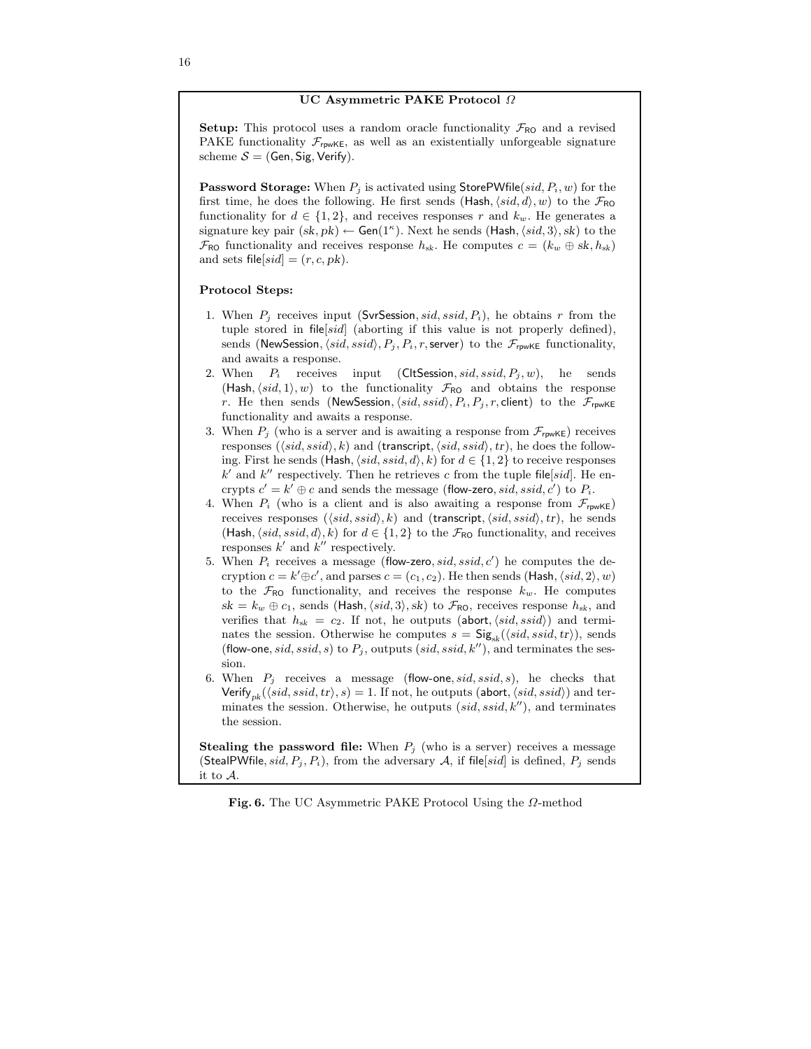**UC Asymmetric PAKE Protocol $\Omega$**

**Setup:** This protocol uses a random oracle functionality $\mathcal{F}_{\mathsf{RO}}$ and a revised PAKE functionality $\mathcal{F}_{\mathsf{rpwKE}}$, as well as an existentially unforgeable signature scheme $\mathcal{S} = (\mathsf{Gen}, \mathsf{Sig}, \mathsf{Verify})$.

**Password Storage:** When $P_j$ is activated using $\mathsf{StorePWfile}(sid, P_i, w)$ for the first time, he does the following. He first sends $(\mathsf{Hash}, \langle sid, d\rangle, w)$ to the $\mathcal{F}_{\mathsf{RO}}$ functionality for $d \in \{1, 2\}$, and receives responses $r$ and $k_w$. He generates a signature key pair $(sk, pk) \leftarrow \mathsf{Gen}(1^\kappa)$. Next he sends $(\mathsf{Hash}, \langle sid, 3\rangle, sk)$ to the $\mathcal{F}_{\mathsf{RO}}$ functionality and receives response $h_{sk}$. He computes $c = (k_w \oplus sk, h_{sk})$ and sets $\mathsf{file}[sid] = (r, c, pk)$.

**Protocol Steps:**

1. When $P_j$ receives input $(\mathsf{SvrSession}, sid, ssid, P_i)$, he obtains $r$ from the tuple stored in $\mathsf{file}[sid]$ (aborting if this value is not properly defined), sends $(\mathsf{NewSession}, \langle sid, ssid\rangle, P_j, P_i, r, \mathsf{server})$ to the $\mathcal{F}_{\mathsf{rpwKE}}$ functionality, and awaits a response.
2. When $P_i$ receives input $(\mathsf{CltSession}, sid, ssid, P_j, w)$, he sends $(\mathsf{Hash}, \langle sid, 1\rangle, w)$ to the functionality $\mathcal{F}_{\mathsf{RO}}$ and obtains the response $r$. He then sends $(\mathsf{NewSession}, \langle sid, ssid\rangle, P_i, P_j, r, \mathsf{client})$ to the $\mathcal{F}_{\mathsf{rpwKE}}$ functionality and awaits a response.
3. When $P_j$ (who is a server and is awaiting a response from $\mathcal{F}_{\mathsf{rpwKE}}$) receives responses $(\langle sid, ssid\rangle, k)$ and $(\mathsf{transcript}, \langle sid, ssid\rangle, tr)$, he does the following. First he sends $(\mathsf{Hash}, \langle sid, ssid, d\rangle, k)$ for $d \in \{1, 2\}$ to receive responses $k'$ and $k''$ respectively. Then he retrieves $c$ from the tuple $\mathsf{file}[sid]$. He encrypts $c' = k' \oplus c$ and sends the message $(\mathsf{flow\text{-}zero}, sid, ssid, c')$ to $P_i$.
4. When $P_i$ (who is a client and is also awaiting a response from $\mathcal{F}_{\mathsf{rpwKE}}$) receives responses $(\langle sid, ssid\rangle, k)$ and $(\mathsf{transcript}, \langle sid, ssid\rangle, tr)$, he sends $(\mathsf{Hash}, \langle sid, ssid, d\rangle, k)$ for $d \in \{1, 2\}$ to the $\mathcal{F}_{\mathsf{RO}}$ functionality, and receives responses $k'$ and $k''$ respectively.
5. When $P_i$ receives a message $(\mathsf{flow\text{-}zero}, sid, ssid, c')$ he computes the decryption $c = k' \oplus c'$, and parses $c = (c_1, c_2)$. He then sends $(\mathsf{Hash}, \langle sid, 2\rangle, w)$ to the $\mathcal{F}_{\mathsf{RO}}$ functionality, and receives the response $k_w$. He computes $sk = k_w \oplus c_1$, sends $(\mathsf{Hash}, \langle sid, 3\rangle, sk)$ to $\mathcal{F}_{\mathsf{RO}}$, receives response $h_{sk}$, and verifies that $h_{sk} = c_2$. If not, he outputs $(\mathsf{abort}, \langle sid, ssid\rangle)$ and terminates the session. Otherwise he computes $s = \mathsf{Sig}_{sk}(\langle sid, ssid, tr\rangle)$, sends $(\mathsf{flow\text{-}one}, sid, ssid, s)$ to $P_j$, outputs $(sid, ssid, k'')$, and terminates the session.
6. When $P_j$ receives a message $(\mathsf{flow\text{-}one}, sid, ssid, s)$, he checks that $\mathsf{Verify}_{pk}(\langle sid, ssid, tr\rangle, s) = 1$. If not, he outputs $(\mathsf{abort}, \langle sid, ssid\rangle)$ and terminates the session. Otherwise, he outputs $(sid, ssid, k'')$, and terminates the session.

**Stealing the password file:** When $P_j$ (who is a server) receives a message $(\mathsf{StealPWfile}, sid, P_j, P_i)$, from the adversary $\mathcal{A}$, if $\mathsf{file}[sid]$ is defined, $P_j$ sends it to $\mathcal{A}$.

**Fig. 6.** The UC Asymmetric PAKE Protocol Using the $\Omega$-method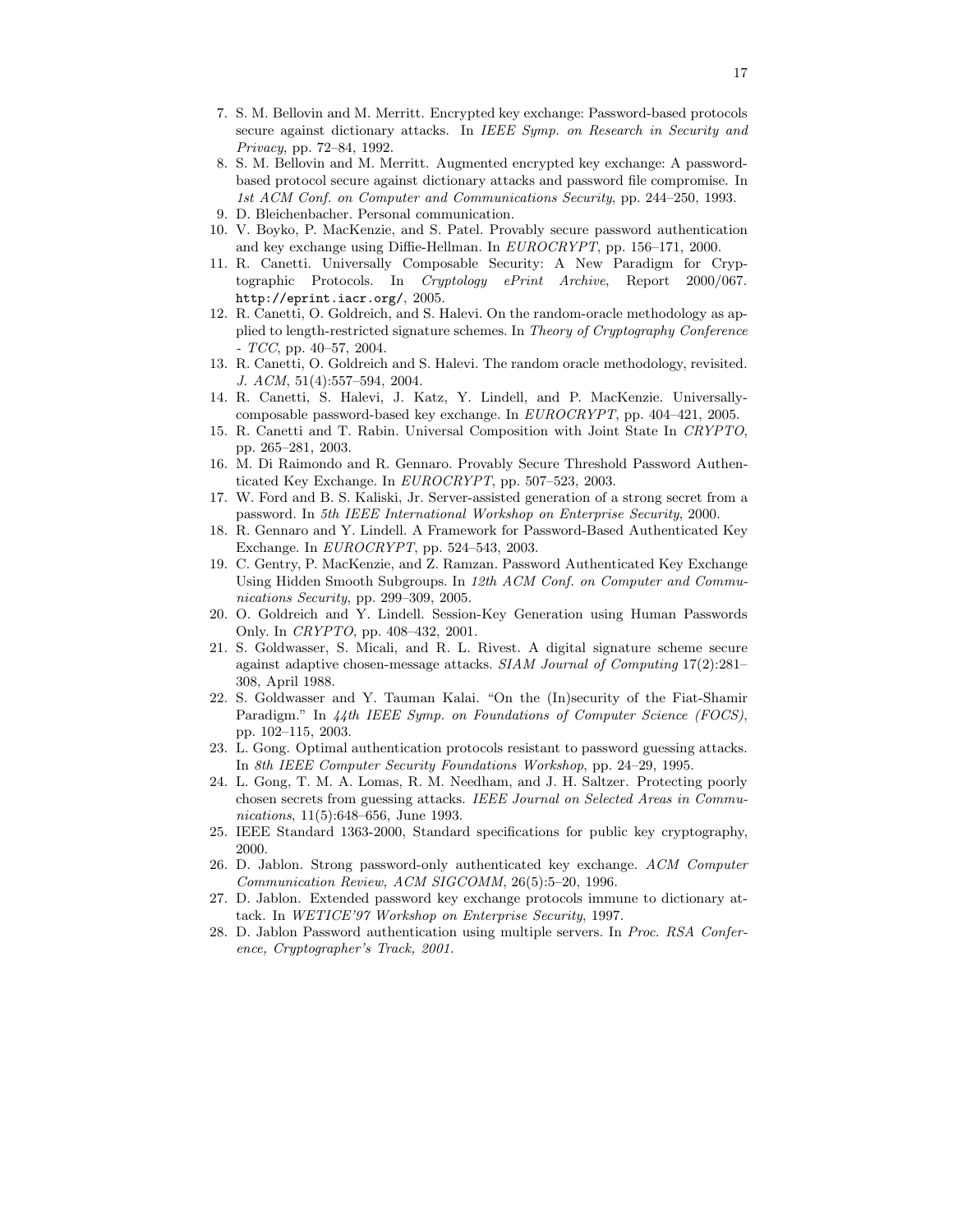7. S. M. Bellovin and M. Merritt. Encrypted key exchange: Password-based protocols secure against dictionary attacks. In *IEEE Symp. on Research in Security and Privacy*, pp. 72–84, 1992.
8. S. M. Bellovin and M. Merritt. Augmented encrypted key exchange: A password-based protocol secure against dictionary attacks and password file compromise. In *1st ACM Conf. on Computer and Communications Security*, pp. 244–250, 1993.
9. D. Bleichenbacher. Personal communication.
10. V. Boyko, P. MacKenzie, and S. Patel. Provably secure password authentication and key exchange using Diffie-Hellman. In *EUROCRYPT*, pp. 156–171, 2000.
11. R. Canetti. Universally Composable Security: A New Paradigm for Cryptographic Protocols. In *Cryptology ePrint Archive*, Report 2000/067. `http://eprint.iacr.org/`, 2005.
12. R. Canetti, O. Goldreich, and S. Halevi. On the random-oracle methodology as applied to length-restricted signature schemes. In *Theory of Cryptography Conference - TCC*, pp. 40–57, 2004.
13. R. Canetti, O. Goldreich and S. Halevi. The random oracle methodology, revisited. *J. ACM*, 51(4):557–594, 2004.
14. R. Canetti, S. Halevi, J. Katz, Y. Lindell, and P. MacKenzie. Universally-composable password-based key exchange. In *EUROCRYPT*, pp. 404–421, 2005.
15. R. Canetti and T. Rabin. Universal Composition with Joint State In *CRYPTO*, pp. 265–281, 2003.
16. M. Di Raimondo and R. Gennaro. Provably Secure Threshold Password Authenticated Key Exchange. In *EUROCRYPT*, pp. 507–523, 2003.
17. W. Ford and B. S. Kaliski, Jr. Server-assisted generation of a strong secret from a password. In *5th IEEE International Workshop on Enterprise Security*, 2000.
18. R. Gennaro and Y. Lindell. A Framework for Password-Based Authenticated Key Exchange. In *EUROCRYPT*, pp. 524–543, 2003.
19. C. Gentry, P. MacKenzie, and Z. Ramzan. Password Authenticated Key Exchange Using Hidden Smooth Subgroups. In *12th ACM Conf. on Computer and Communications Security*, pp. 299–309, 2005.
20. O. Goldreich and Y. Lindell. Session-Key Generation using Human Passwords Only. In *CRYPTO*, pp. 408–432, 2001.
21. S. Goldwasser, S. Micali, and R. L. Rivest. A digital signature scheme secure against adaptive chosen-message attacks. *SIAM Journal of Computing* 17(2):281–308, April 1988.
22. S. Goldwasser and Y. Tauman Kalai. "On the (In)security of the Fiat-Shamir Paradigm." In *44th IEEE Symp. on Foundations of Computer Science (FOCS)*, pp. 102–115, 2003.
23. L. Gong. Optimal authentication protocols resistant to password guessing attacks. In *8th IEEE Computer Security Foundations Workshop*, pp. 24–29, 1995.
24. L. Gong, T. M. A. Lomas, R. M. Needham, and J. H. Saltzer. Protecting poorly chosen secrets from guessing attacks. *IEEE Journal on Selected Areas in Communications*, 11(5):648–656, June 1993.
25. IEEE Standard 1363-2000, Standard specifications for public key cryptography, 2000.
26. D. Jablon. Strong password-only authenticated key exchange. *ACM Computer Communication Review, ACM SIGCOMM*, 26(5):5–20, 1996.
27. D. Jablon. Extended password key exchange protocols immune to dictionary attack. In *WETICE'97 Workshop on Enterprise Security*, 1997.
28. D. Jablon Password authentication using multiple servers. In *Proc. RSA Conference, Cryptographer's Track, 2001.*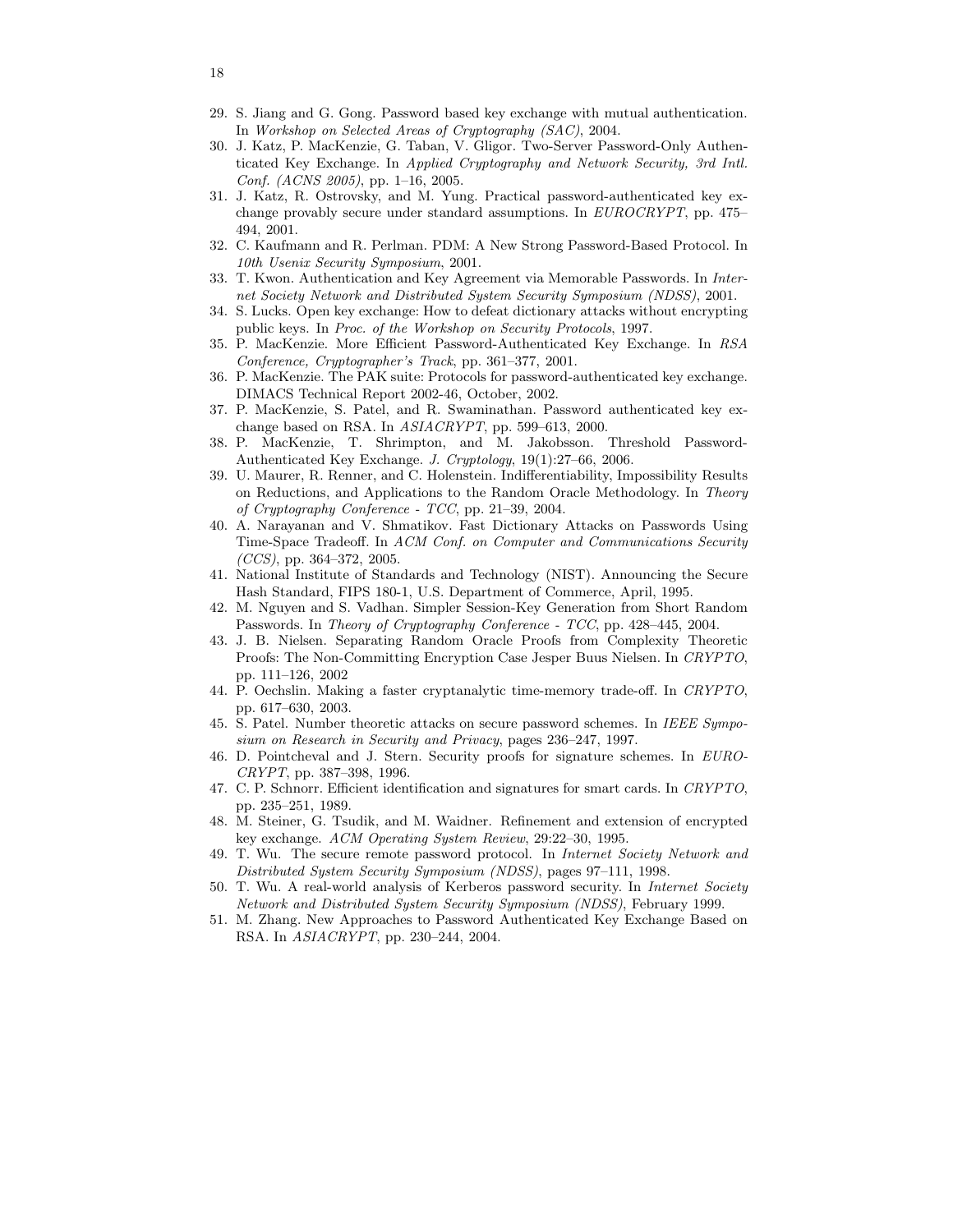29. S. Jiang and G. Gong. Password based key exchange with mutual authentication. In *Workshop on Selected Areas of Cryptography (SAC)*, 2004.
30. J. Katz, P. MacKenzie, G. Taban, V. Gligor. Two-Server Password-Only Authenticated Key Exchange. In *Applied Cryptography and Network Security, 3rd Intl. Conf. (ACNS 2005)*, pp. 1–16, 2005.
31. J. Katz, R. Ostrovsky, and M. Yung. Practical password-authenticated key exchange provably secure under standard assumptions. In *EUROCRYPT*, pp. 475–494, 2001.
32. C. Kaufmann and R. Perlman. PDM: A New Strong Password-Based Protocol. In *10th Usenix Security Symposium*, 2001.
33. T. Kwon. Authentication and Key Agreement via Memorable Passwords. In *Internet Society Network and Distributed System Security Symposium (NDSS)*, 2001.
34. S. Lucks. Open key exchange: How to defeat dictionary attacks without encrypting public keys. In *Proc. of the Workshop on Security Protocols*, 1997.
35. P. MacKenzie. More Efficient Password-Authenticated Key Exchange. In *RSA Conference, Cryptographer's Track*, pp. 361–377, 2001.
36. P. MacKenzie. The PAK suite: Protocols for password-authenticated key exchange. DIMACS Technical Report 2002-46, October, 2002.
37. P. MacKenzie, S. Patel, and R. Swaminathan. Password authenticated key exchange based on RSA. In *ASIACRYPT*, pp. 599–613, 2000.
38. P. MacKenzie, T. Shrimpton, and M. Jakobsson. Threshold Password-Authenticated Key Exchange. *J. Cryptology*, 19(1):27–66, 2006.
39. U. Maurer, R. Renner, and C. Holenstein. Indifferentiability, Impossibility Results on Reductions, and Applications to the Random Oracle Methodology. In *Theory of Cryptography Conference - TCC*, pp. 21–39, 2004.
40. A. Narayanan and V. Shmatikov. Fast Dictionary Attacks on Passwords Using Time-Space Tradeoff. In *ACM Conf. on Computer and Communications Security (CCS)*, pp. 364–372, 2005.
41. National Institute of Standards and Technology (NIST). Announcing the Secure Hash Standard, FIPS 180-1, U.S. Department of Commerce, April, 1995.
42. M. Nguyen and S. Vadhan. Simpler Session-Key Generation from Short Random Passwords. In *Theory of Cryptography Conference - TCC*, pp. 428–445, 2004.
43. J. B. Nielsen. Separating Random Oracle Proofs from Complexity Theoretic Proofs: The Non-Committing Encryption Case Jesper Buus Nielsen. In *CRYPTO*, pp. 111–126, 2002
44. P. Oechslin. Making a faster cryptanalytic time-memory trade-off. In *CRYPTO*, pp. 617–630, 2003.
45. S. Patel. Number theoretic attacks on secure password schemes. In *IEEE Symposium on Research in Security and Privacy*, pages 236–247, 1997.
46. D. Pointcheval and J. Stern. Security proofs for signature schemes. In *EUROCRYPT*, pp. 387–398, 1996.
47. C. P. Schnorr. Efficient identification and signatures for smart cards. In *CRYPTO*, pp. 235–251, 1989.
48. M. Steiner, G. Tsudik, and M. Waidner. Refinement and extension of encrypted key exchange. *ACM Operating System Review*, 29:22–30, 1995.
49. T. Wu. The secure remote password protocol. In *Internet Society Network and Distributed System Security Symposium (NDSS)*, pages 97–111, 1998.
50. T. Wu. A real-world analysis of Kerberos password security. In *Internet Society Network and Distributed System Security Symposium (NDSS)*, February 1999.
51. M. Zhang. New Approaches to Password Authenticated Key Exchange Based on RSA. In *ASIACRYPT*, pp. 230–244, 2004.